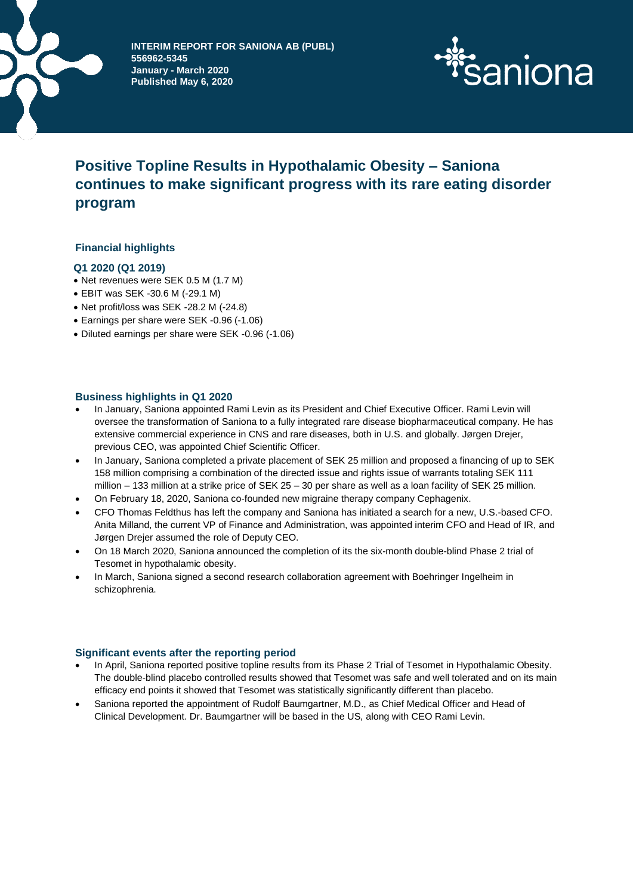**INTERIM REPORT FOR SANIONA AB (PUBL)**
**556962-5345**
**January - March 2020**
**Published May 6, 2020**

# Positive Topline Results in Hypothalamic Obesity – Saniona continues to make significant progress with its rare eating disorder program

## Financial highlights

### Q1 2020 (Q1 2019)

- Net revenues were SEK 0.5 M (1.7 M)
- EBIT was SEK -30.6 M (-29.1 M)
- Net profit/loss was SEK -28.2 M (-24.8)
- Earnings per share were SEK -0.96 (-1.06)
- Diluted earnings per share were SEK -0.96 (-1.06)

## Business highlights in Q1 2020

- In January, Saniona appointed Rami Levin as its President and Chief Executive Officer. Rami Levin will oversee the transformation of Saniona to a fully integrated rare disease biopharmaceutical company. He has extensive commercial experience in CNS and rare diseases, both in U.S. and globally. Jørgen Drejer, previous CEO, was appointed Chief Scientific Officer.
- In January, Saniona completed a private placement of SEK 25 million and proposed a financing of up to SEK 158 million comprising a combination of the directed issue and rights issue of warrants totaling SEK 111 million – 133 million at a strike price of SEK 25 – 30 per share as well as a loan facility of SEK 25 million.
- On February 18, 2020, Saniona co-founded new migraine therapy company Cephagenix.
- CFO Thomas Feldthus has left the company and Saniona has initiated a search for a new, U.S.-based CFO. Anita Milland, the current VP of Finance and Administration, was appointed interim CFO and Head of IR, and Jørgen Drejer assumed the role of Deputy CEO.
- On 18 March 2020, Saniona announced the completion of its the six-month double-blind Phase 2 trial of Tesomet in hypothalamic obesity.
- In March, Saniona signed a second research collaboration agreement with Boehringer Ingelheim in schizophrenia.

## Significant events after the reporting period

- In April, Saniona reported positive topline results from its Phase 2 Trial of Tesomet in Hypothalamic Obesity. The double-blind placebo controlled results showed that Tesomet was safe and well tolerated and on its main efficacy end points it showed that Tesomet was statistically significantly different than placebo.
- Saniona reported the appointment of Rudolf Baumgartner, M.D., as Chief Medical Officer and Head of Clinical Development. Dr. Baumgartner will be based in the US, along with CEO Rami Levin.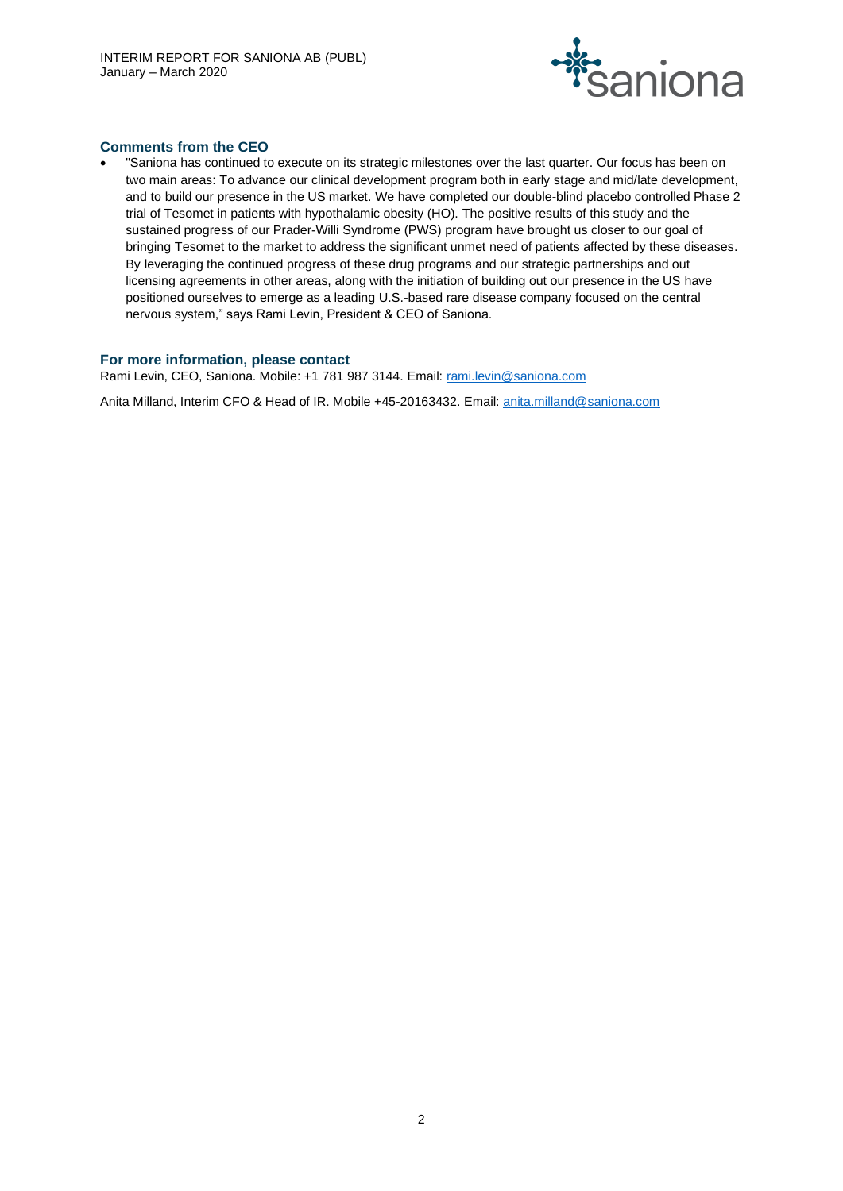## Comments from the CEO

- "Saniona has continued to execute on its strategic milestones over the last quarter. Our focus has been on two main areas: To advance our clinical development program both in early stage and mid/late development, and to build our presence in the US market. We have completed our double-blind placebo controlled Phase 2 trial of Tesomet in patients with hypothalamic obesity (HO). The positive results of this study and the sustained progress of our Prader-Willi Syndrome (PWS) program have brought us closer to our goal of bringing Tesomet to the market to address the significant unmet need of patients affected by these diseases. By leveraging the continued progress of these drug programs and our strategic partnerships and out licensing agreements in other areas, along with the initiation of building out our presence in the US have positioned ourselves to emerge as a leading U.S.-based rare disease company focused on the central nervous system," says Rami Levin, President & CEO of Saniona.

## For more information, please contact

Rami Levin, CEO, Saniona. Mobile: +1 781 987 3144. Email: rami.levin@saniona.com

Anita Milland, Interim CFO & Head of IR. Mobile +45-20163432. Email: anita.milland@saniona.com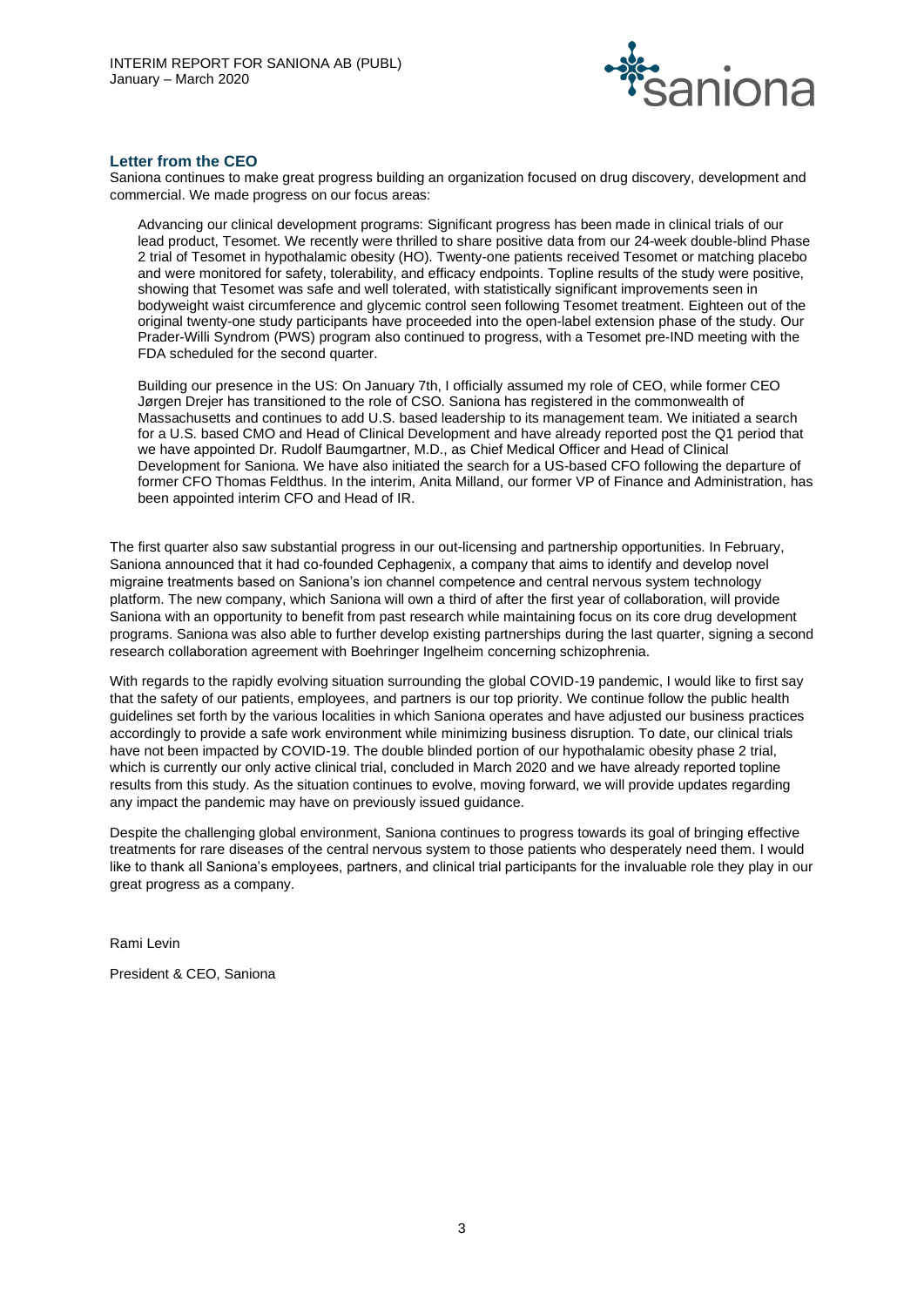## Letter from the CEO

Saniona continues to make great progress building an organization focused on drug discovery, development and commercial. We made progress on our focus areas:

Advancing our clinical development programs: Significant progress has been made in clinical trials of our lead product, Tesomet. We recently were thrilled to share positive data from our 24-week double-blind Phase 2 trial of Tesomet in hypothalamic obesity (HO). Twenty-one patients received Tesomet or matching placebo and were monitored for safety, tolerability, and efficacy endpoints. Topline results of the study were positive, showing that Tesomet was safe and well tolerated, with statistically significant improvements seen in bodyweight waist circumference and glycemic control seen following Tesomet treatment. Eighteen out of the original twenty-one study participants have proceeded into the open-label extension phase of the study. Our Prader-Willi Syndrom (PWS) program also continued to progress, with a Tesomet pre-IND meeting with the FDA scheduled for the second quarter.

Building our presence in the US: On January 7th, I officially assumed my role of CEO, while former CEO Jørgen Drejer has transitioned to the role of CSO. Saniona has registered in the commonwealth of Massachusetts and continues to add U.S. based leadership to its management team. We initiated a search for a U.S. based CMO and Head of Clinical Development and have already reported post the Q1 period that we have appointed Dr. Rudolf Baumgartner, M.D., as Chief Medical Officer and Head of Clinical Development for Saniona. We have also initiated the search for a US-based CFO following the departure of former CFO Thomas Feldthus. In the interim, Anita Milland, our former VP of Finance and Administration, has been appointed interim CFO and Head of IR.

The first quarter also saw substantial progress in our out-licensing and partnership opportunities. In February, Saniona announced that it had co-founded Cephagenix, a company that aims to identify and develop novel migraine treatments based on Saniona's ion channel competence and central nervous system technology platform. The new company, which Saniona will own a third of after the first year of collaboration, will provide Saniona with an opportunity to benefit from past research while maintaining focus on its core drug development programs. Saniona was also able to further develop existing partnerships during the last quarter, signing a second research collaboration agreement with Boehringer Ingelheim concerning schizophrenia.

With regards to the rapidly evolving situation surrounding the global COVID-19 pandemic, I would like to first say that the safety of our patients, employees, and partners is our top priority. We continue follow the public health guidelines set forth by the various localities in which Saniona operates and have adjusted our business practices accordingly to provide a safe work environment while minimizing business disruption. To date, our clinical trials have not been impacted by COVID-19. The double blinded portion of our hypothalamic obesity phase 2 trial, which is currently our only active clinical trial, concluded in March 2020 and we have already reported topline results from this study. As the situation continues to evolve, moving forward, we will provide updates regarding any impact the pandemic may have on previously issued guidance.

Despite the challenging global environment, Saniona continues to progress towards its goal of bringing effective treatments for rare diseases of the central nervous system to those patients who desperately need them. I would like to thank all Saniona's employees, partners, and clinical trial participants for the invaluable role they play in our great progress as a company.

Rami Levin

President & CEO, Saniona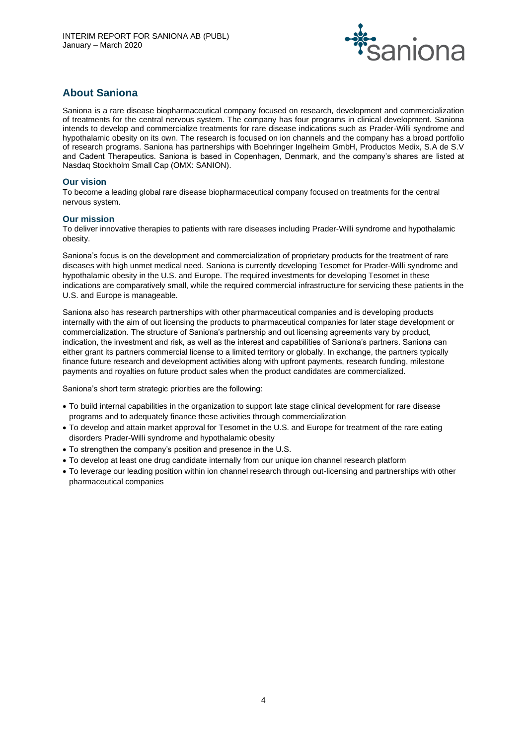## About Saniona

Saniona is a rare disease biopharmaceutical company focused on research, development and commercialization of treatments for the central nervous system. The company has four programs in clinical development. Saniona intends to develop and commercialize treatments for rare disease indications such as Prader-Willi syndrome and hypothalamic obesity on its own. The research is focused on ion channels and the company has a broad portfolio of research programs. Saniona has partnerships with Boehringer Ingelheim GmbH, Productos Medix, S.A de S.V and Cadent Therapeutics. Saniona is based in Copenhagen, Denmark, and the company's shares are listed at Nasdaq Stockholm Small Cap (OMX: SANION).

### Our vision

To become a leading global rare disease biopharmaceutical company focused on treatments for the central nervous system.

### Our mission

To deliver innovative therapies to patients with rare diseases including Prader-Willi syndrome and hypothalamic obesity.

Saniona's focus is on the development and commercialization of proprietary products for the treatment of rare diseases with high unmet medical need. Saniona is currently developing Tesomet for Prader-Willi syndrome and hypothalamic obesity in the U.S. and Europe. The required investments for developing Tesomet in these indications are comparatively small, while the required commercial infrastructure for servicing these patients in the U.S. and Europe is manageable.

Saniona also has research partnerships with other pharmaceutical companies and is developing products internally with the aim of out licensing the products to pharmaceutical companies for later stage development or commercialization. The structure of Saniona's partnership and out licensing agreements vary by product, indication, the investment and risk, as well as the interest and capabilities of Saniona's partners. Saniona can either grant its partners commercial license to a limited territory or globally. In exchange, the partners typically finance future research and development activities along with upfront payments, research funding, milestone payments and royalties on future product sales when the product candidates are commercialized.

Saniona's short term strategic priorities are the following:

- To build internal capabilities in the organization to support late stage clinical development for rare disease programs and to adequately finance these activities through commercialization
- To develop and attain market approval for Tesomet in the U.S. and Europe for treatment of the rare eating disorders Prader-Willi syndrome and hypothalamic obesity
- To strengthen the company's position and presence in the U.S.
- To develop at least one drug candidate internally from our unique ion channel research platform
- To leverage our leading position within ion channel research through out-licensing and partnerships with other pharmaceutical companies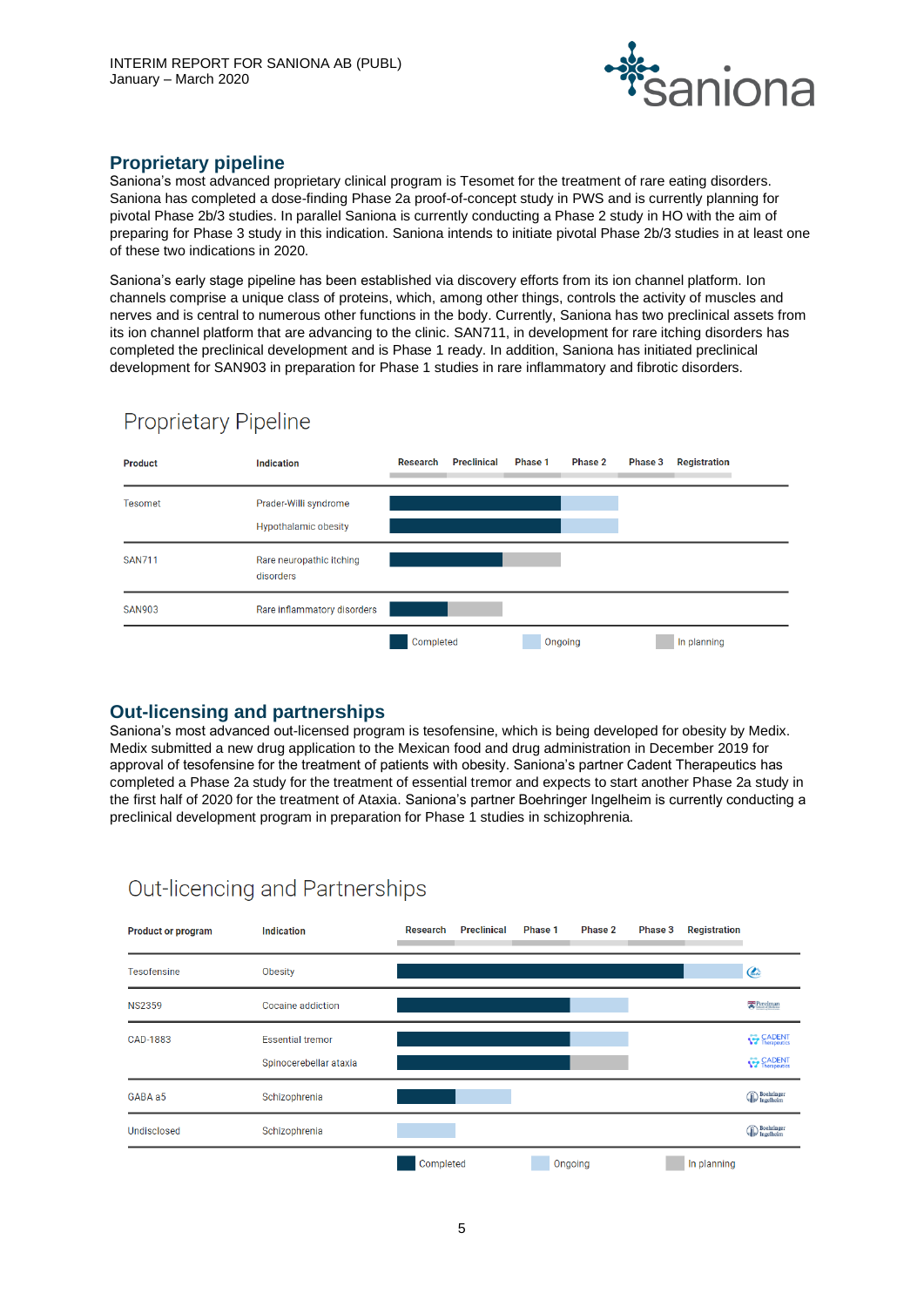## Proprietary pipeline

Saniona's most advanced proprietary clinical program is Tesomet for the treatment of rare eating disorders. Saniona has completed a dose-finding Phase 2a proof-of-concept study in PWS and is currently planning for pivotal Phase 2b/3 studies. In parallel Saniona is currently conducting a Phase 2 study in HO with the aim of preparing for Phase 3 study in this indication. Saniona intends to initiate pivotal Phase 2b/3 studies in at least one of these two indications in 2020.

Saniona's early stage pipeline has been established via discovery efforts from its ion channel platform. Ion channels comprise a unique class of proteins, which, among other things, controls the activity of muscles and nerves and is central to numerous other functions in the body. Currently, Saniona has two preclinical assets from its ion channel platform that are advancing to the clinic. SAN711, in development for rare itching disorders has completed the preclinical development and is Phase 1 ready. In addition, Saniona has initiated preclinical development for SAN903 in preparation for Phase 1 studies in rare inflammatory and fibrotic disorders.

### Proprietary Pipeline

| Product | Indication | Research | Preclinical | Phase 1 | Phase 2 | Phase 3 | Registration |
|---|---|---|---|---|---|---|---|
| Tesomet | Prader-Willi syndrome | Completed | Completed | Completed | Ongoing | | |
| | Hypothalamic obesity | Completed | Completed | Completed | Ongoing | | |
| SAN711 | Rare neuropathic itching disorders | Completed | Completed | In planning | | | |
| SAN903 | Rare inflammatory disorders | Completed | In planning | | | | |

## Out-licensing and partnerships

Saniona's most advanced out-licensed program is tesofensine, which is being developed for obesity by Medix. Medix submitted a new drug application to the Mexican food and drug administration in December 2019 for approval of tesofensine for the treatment of patients with obesity. Saniona's partner Cadent Therapeutics has completed a Phase 2a study for the treatment of essential tremor and expects to start another Phase 2a study in the first half of 2020 for the treatment of Ataxia. Saniona's partner Boehringer Ingelheim is currently conducting a preclinical development program in preparation for Phase 1 studies in schizophrenia.

### Out-licencing and Partnerships

| Product or program | Indication | Research | Preclinical | Phase 1 | Phase 2 | Phase 3 | Registration | Partner |
|---|---|---|---|---|---|---|---|---|
| Tesofensine | Obesity | Completed | Completed | Completed | Completed | Completed | Ongoing | Medix |
| NS2359 | Cocaine addiction | Completed | Completed | Completed | Ongoing | | | Perelman |
| CAD-1883 | Essential tremor | Completed | Completed | Completed | Ongoing | | | Cadent Therapeutics |
| | Spinocerebellar ataxia | Completed | Completed | Completed | In planning | | | Cadent Therapeutics |
| GABA a5 | Schizophrenia | Completed | Ongoing | | | | | Boehringer Ingelheim |
| Undisclosed | Schizophrenia | Ongoing | | | | | | Boehringer Ingelheim |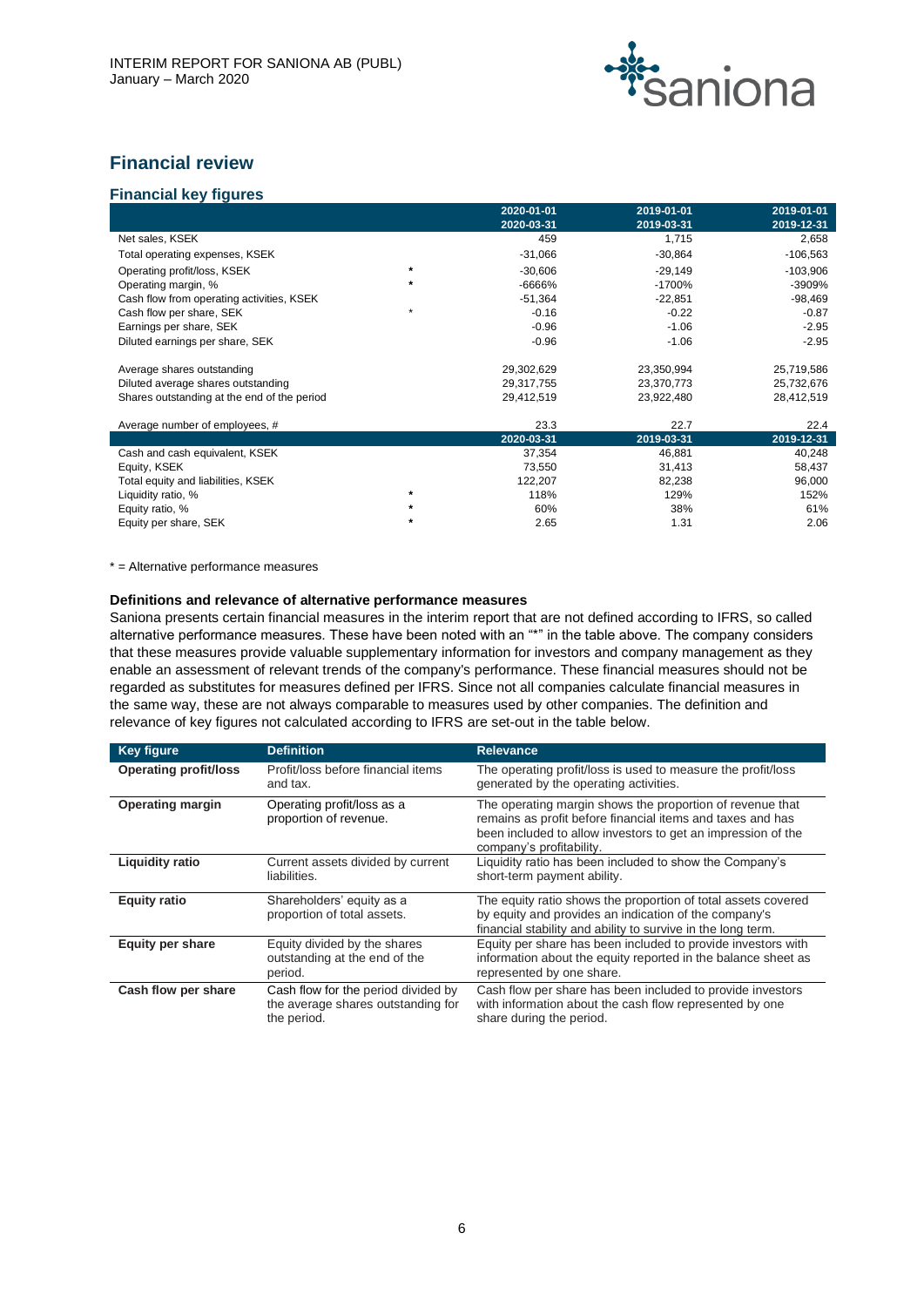## Financial review

### Financial key figures

| | | 2020-01-01<br>2020-03-31 | 2019-01-01<br>2019-03-31 | 2019-01-01<br>2019-12-31 |
|---|---|---|---|---|
| Net sales, KSEK | | 459 | 1,715 | 2,658 |
| Total operating expenses, KSEK | | -31,066 | -30,864 | -106,563 |
| Operating profit/loss, KSEK | * | -30,606 | -29,149 | -103,906 |
| Operating margin, % | * | -6666% | -1700% | -3909% |
| Cash flow from operating activities, KSEK | | -51,364 | -22,851 | -98,469 |
| Cash flow per share, SEK | * | -0.16 | -0.22 | -0.87 |
| Earnings per share, SEK | | -0.96 | -1.06 | -2.95 |
| Diluted earnings per share, SEK | | -0.96 | -1.06 | -2.95 |
| | | | | |
| Average shares outstanding | | 29,302,629 | 23,350,994 | 25,719,586 |
| Diluted average shares outstanding | | 29,317,755 | 23,370,773 | 25,732,676 |
| Shares outstanding at the end of the period | | 29,412,519 | 23,922,480 | 28,412,519 |
| | | | | |
| Average number of employees, # | | 23.3 | 22.7 | 22.4 |
| | | **2020-03-31** | **2019-03-31** | **2019-12-31** |
| Cash and cash equivalent, KSEK | | 37,354 | 46,881 | 40,248 |
| Equity, KSEK | | 73,550 | 31,413 | 58,437 |
| Total equity and liabilities, KSEK | | 122,207 | 82,238 | 96,000 |
| Liquidity ratio, % | * | 118% | 129% | 152% |
| Equity ratio, % | * | 60% | 38% | 61% |
| Equity per share, SEK | * | 2.65 | 1.31 | 2.06 |

* = Alternative performance measures

**Definitions and relevance of alternative performance measures**

Saniona presents certain financial measures in the interim report that are not defined according to IFRS, so called alternative performance measures. These have been noted with an "*" in the table above. The company considers that these measures provide valuable supplementary information for investors and company management as they enable an assessment of relevant trends of the company's performance. These financial measures should not be regarded as substitutes for measures defined per IFRS. Since not all companies calculate financial measures in the same way, these are not always comparable to measures used by other companies. The definition and relevance of key figures not calculated according to IFRS are set-out in the table below.

| Key figure | Definition | Relevance |
|---|---|---|
| **Operating profit/loss** | Profit/loss before financial items and tax. | The operating profit/loss is used to measure the profit/loss generated by the operating activities. |
| **Operating margin** | Operating profit/loss as a proportion of revenue. | The operating margin shows the proportion of revenue that remains as profit before financial items and taxes and has been included to allow investors to get an impression of the company's profitability. |
| **Liquidity ratio** | Current assets divided by current liabilities. | Liquidity ratio has been included to show the Company's short-term payment ability. |
| **Equity ratio** | Shareholders' equity as a proportion of total assets. | The equity ratio shows the proportion of total assets covered by equity and provides an indication of the company's financial stability and ability to survive in the long term. |
| **Equity per share** | Equity divided by the shares outstanding at the end of the period. | Equity per share has been included to provide investors with information about the equity reported in the balance sheet as represented by one share. |
| **Cash flow per share** | Cash flow for the period divided by the average shares outstanding for the period. | Cash flow per share has been included to provide investors with information about the cash flow represented by one share during the period. |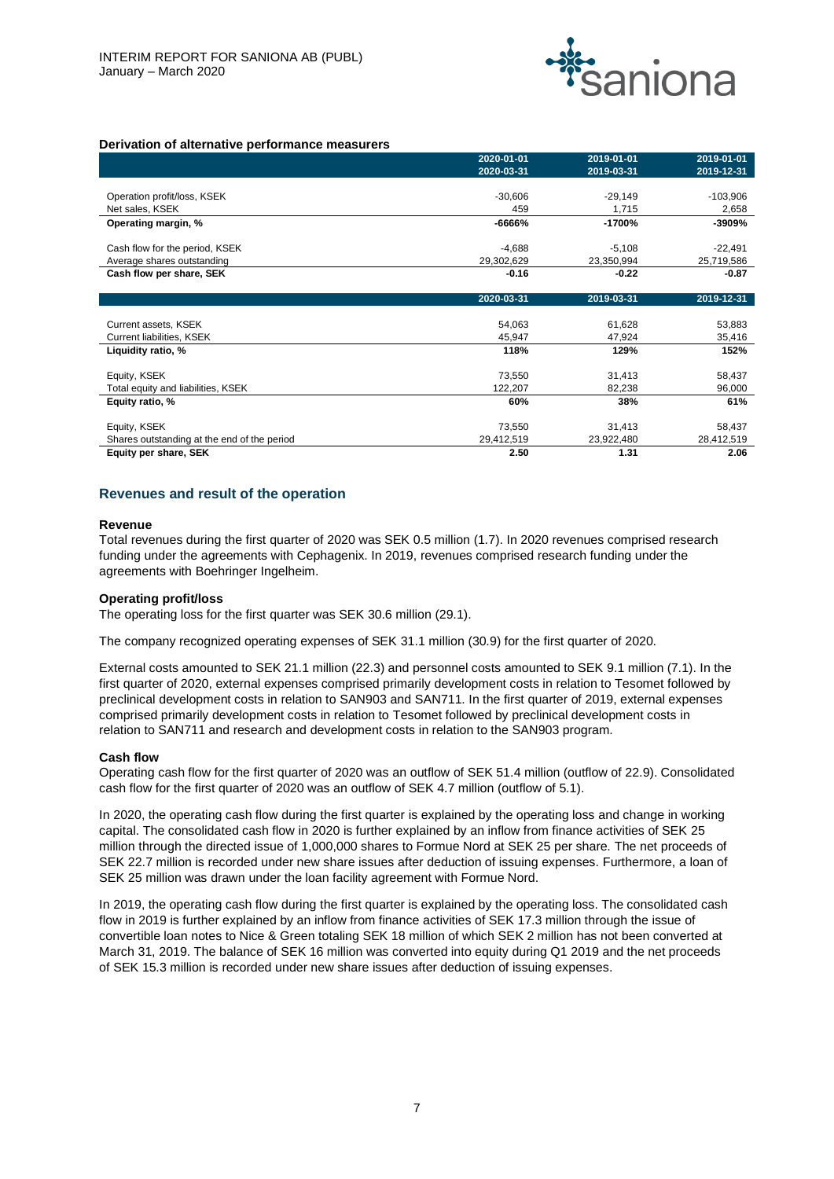**Derivation of alternative performance measurers**

| | 2020-01-01<br>2020-03-31 | 2019-01-01<br>2019-03-31 | 2019-01-01<br>2019-12-31 |
|---|---|---|---|
| Operation profit/loss, KSEK | -30,606 | -29,149 | -103,906 |
| Net sales, KSEK | 459 | 1,715 | 2,658 |
| **Operating margin, %** | **-6666%** | **-1700%** | **-3909%** |
| Cash flow for the period, KSEK | -4,688 | -5,108 | -22,491 |
| Average shares outstanding | 29,302,629 | 23,350,994 | 25,719,586 |
| **Cash flow per share, SEK** | **-0.16** | **-0.22** | **-0.87** |

| | 2020-03-31 | 2019-03-31 | 2019-12-31 |
|---|---|---|---|
| Current assets, KSEK | 54,063 | 61,628 | 53,883 |
| Current liabilities, KSEK | 45,947 | 47,924 | 35,416 |
| **Liquidity ratio, %** | **118%** | **129%** | **152%** |
| Equity, KSEK | 73,550 | 31,413 | 58,437 |
| Total equity and liabilities, KSEK | 122,207 | 82,238 | 96,000 |
| **Equity ratio, %** | **60%** | **38%** | **61%** |
| Equity, KSEK | 73,550 | 31,413 | 58,437 |
| Shares outstanding at the end of the period | 29,412,519 | 23,922,480 | 28,412,519 |
| **Equity per share, SEK** | **2.50** | **1.31** | **2.06** |

## Revenues and result of the operation

### Revenue

Total revenues during the first quarter of 2020 was SEK 0.5 million (1.7). In 2020 revenues comprised research funding under the agreements with Cephagenix. In 2019, revenues comprised research funding under the agreements with Boehringer Ingelheim.

### Operating profit/loss

The operating loss for the first quarter was SEK 30.6 million (29.1).

The company recognized operating expenses of SEK 31.1 million (30.9) for the first quarter of 2020.

External costs amounted to SEK 21.1 million (22.3) and personnel costs amounted to SEK 9.1 million (7.1). In the first quarter of 2020, external expenses comprised primarily development costs in relation to Tesomet followed by preclinical development costs in relation to SAN903 and SAN711. In the first quarter of 2019, external expenses comprised primarily development costs in relation to Tesomet followed by preclinical development costs in relation to SAN711 and research and development costs in relation to the SAN903 program.

### Cash flow

Operating cash flow for the first quarter of 2020 was an outflow of SEK 51.4 million (outflow of 22.9). Consolidated cash flow for the first quarter of 2020 was an outflow of SEK 4.7 million (outflow of 5.1).

In 2020, the operating cash flow during the first quarter is explained by the operating loss and change in working capital. The consolidated cash flow in 2020 is further explained by an inflow from finance activities of SEK 25 million through the directed issue of 1,000,000 shares to Formue Nord at SEK 25 per share. The net proceeds of SEK 22.7 million is recorded under new share issues after deduction of issuing expenses. Furthermore, a loan of SEK 25 million was drawn under the loan facility agreement with Formue Nord.

In 2019, the operating cash flow during the first quarter is explained by the operating loss. The consolidated cash flow in 2019 is further explained by an inflow from finance activities of SEK 17.3 million through the issue of convertible loan notes to Nice & Green totaling SEK 18 million of which SEK 2 million has not been converted at March 31, 2019. The balance of SEK 16 million was converted into equity during Q1 2019 and the net proceeds of SEK 15.3 million is recorded under new share issues after deduction of issuing expenses.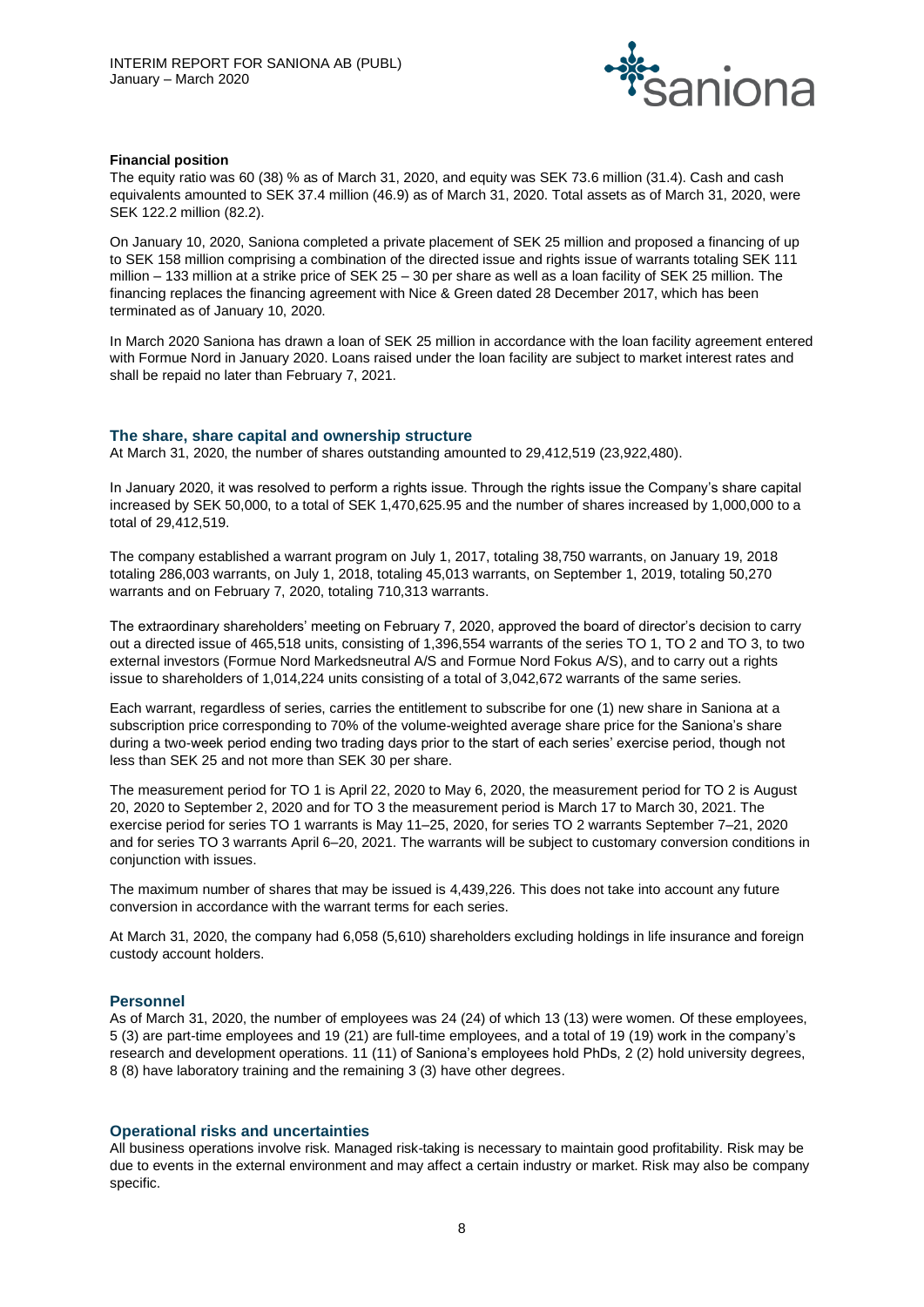**Financial position**

The equity ratio was 60 (38) % as of March 31, 2020, and equity was SEK 73.6 million (31.4). Cash and cash equivalents amounted to SEK 37.4 million (46.9) as of March 31, 2020. Total assets as of March 31, 2020, were SEK 122.2 million (82.2).

On January 10, 2020, Saniona completed a private placement of SEK 25 million and proposed a financing of up to SEK 158 million comprising a combination of the directed issue and rights issue of warrants totaling SEK 111 million – 133 million at a strike price of SEK 25 – 30 per share as well as a loan facility of SEK 25 million. The financing replaces the financing agreement with Nice & Green dated 28 December 2017, which has been terminated as of January 10, 2020.

In March 2020 Saniona has drawn a loan of SEK 25 million in accordance with the loan facility agreement entered with Formue Nord in January 2020. Loans raised under the loan facility are subject to market interest rates and shall be repaid no later than February 7, 2021.

## The share, share capital and ownership structure

At March 31, 2020, the number of shares outstanding amounted to 29,412,519 (23,922,480).

In January 2020, it was resolved to perform a rights issue. Through the rights issue the Company's share capital increased by SEK 50,000, to a total of SEK 1,470,625.95 and the number of shares increased by 1,000,000 to a total of 29,412,519.

The company established a warrant program on July 1, 2017, totaling 38,750 warrants, on January 19, 2018 totaling 286,003 warrants, on July 1, 2018, totaling 45,013 warrants, on September 1, 2019, totaling 50,270 warrants and on February 7, 2020, totaling 710,313 warrants.

The extraordinary shareholders' meeting on February 7, 2020, approved the board of director's decision to carry out a directed issue of 465,518 units, consisting of 1,396,554 warrants of the series TO 1, TO 2 and TO 3, to two external investors (Formue Nord Markedsneutral A/S and Formue Nord Fokus A/S), and to carry out a rights issue to shareholders of 1,014,224 units consisting of a total of 3,042,672 warrants of the same series.

Each warrant, regardless of series, carries the entitlement to subscribe for one (1) new share in Saniona at a subscription price corresponding to 70% of the volume-weighted average share price for the Saniona's share during a two-week period ending two trading days prior to the start of each series' exercise period, though not less than SEK 25 and not more than SEK 30 per share.

The measurement period for TO 1 is April 22, 2020 to May 6, 2020, the measurement period for TO 2 is August 20, 2020 to September 2, 2020 and for TO 3 the measurement period is March 17 to March 30, 2021. The exercise period for series TO 1 warrants is May 11–25, 2020, for series TO 2 warrants September 7–21, 2020 and for series TO 3 warrants April 6–20, 2021. The warrants will be subject to customary conversion conditions in conjunction with issues.

The maximum number of shares that may be issued is 4,439,226. This does not take into account any future conversion in accordance with the warrant terms for each series.

At March 31, 2020, the company had 6,058 (5,610) shareholders excluding holdings in life insurance and foreign custody account holders.

## Personnel

As of March 31, 2020, the number of employees was 24 (24) of which 13 (13) were women. Of these employees, 5 (3) are part-time employees and 19 (21) are full-time employees, and a total of 19 (19) work in the company's research and development operations. 11 (11) of Saniona's employees hold PhDs, 2 (2) hold university degrees, 8 (8) have laboratory training and the remaining 3 (3) have other degrees.

## Operational risks and uncertainties

All business operations involve risk. Managed risk-taking is necessary to maintain good profitability. Risk may be due to events in the external environment and may affect a certain industry or market. Risk may also be company specific.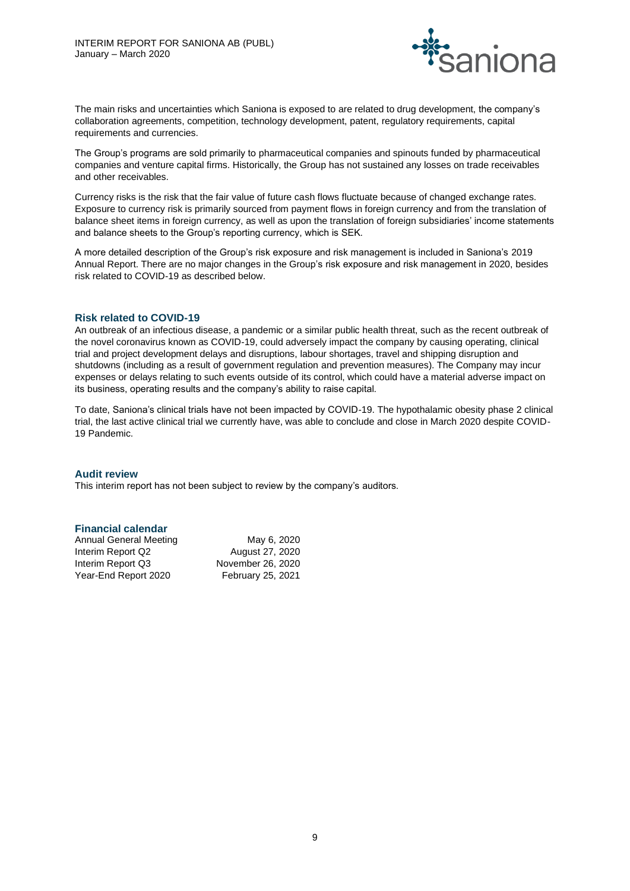The main risks and uncertainties which Saniona is exposed to are related to drug development, the company's collaboration agreements, competition, technology development, patent, regulatory requirements, capital requirements and currencies.

The Group's programs are sold primarily to pharmaceutical companies and spinouts funded by pharmaceutical companies and venture capital firms. Historically, the Group has not sustained any losses on trade receivables and other receivables.

Currency risks is the risk that the fair value of future cash flows fluctuate because of changed exchange rates. Exposure to currency risk is primarily sourced from payment flows in foreign currency and from the translation of balance sheet items in foreign currency, as well as upon the translation of foreign subsidiaries' income statements and balance sheets to the Group's reporting currency, which is SEK.

A more detailed description of the Group's risk exposure and risk management is included in Saniona's 2019 Annual Report. There are no major changes in the Group's risk exposure and risk management in 2020, besides risk related to COVID-19 as described below.

## Risk related to COVID-19

An outbreak of an infectious disease, a pandemic or a similar public health threat, such as the recent outbreak of the novel coronavirus known as COVID-19, could adversely impact the company by causing operating, clinical trial and project development delays and disruptions, labour shortages, travel and shipping disruption and shutdowns (including as a result of government regulation and prevention measures). The Company may incur expenses or delays relating to such events outside of its control, which could have a material adverse impact on its business, operating results and the company's ability to raise capital.

To date, Saniona's clinical trials have not been impacted by COVID-19. The hypothalamic obesity phase 2 clinical trial, the last active clinical trial we currently have, was able to conclude and close in March 2020 despite COVID-19 Pandemic.

## Audit review

This interim report has not been subject to review by the company's auditors.

## Financial calendar

| | |
|---|---|
| Annual General Meeting | May 6, 2020 |
| Interim Report Q2 | August 27, 2020 |
| Interim Report Q3 | November 26, 2020 |
| Year-End Report 2020 | February 25, 2021 |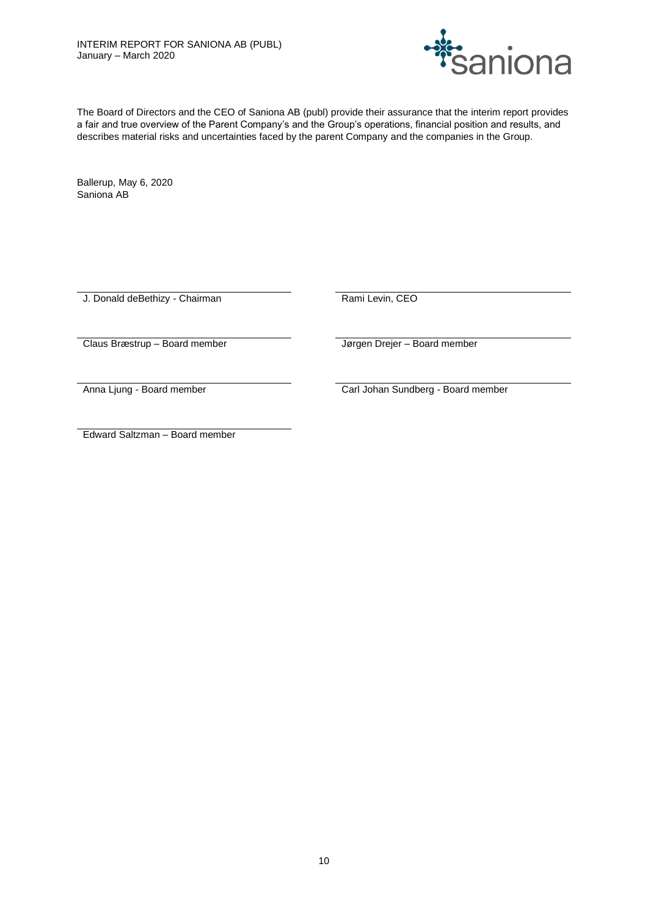The Board of Directors and the CEO of Saniona AB (publ) provide their assurance that the interim report provides a fair and true overview of the Parent Company's and the Group's operations, financial position and results, and describes material risks and uncertainties faced by the parent Company and the companies in the Group.

Ballerup, May 6, 2020
Saniona AB

| | |
|---|---|
| J. Donald deBethizy - Chairman | Rami Levin, CEO |
| Claus Bræstrup – Board member | Jørgen Drejer – Board member |
| Anna Ljung - Board member | Carl Johan Sundberg - Board member |
| Edward Saltzman – Board member | |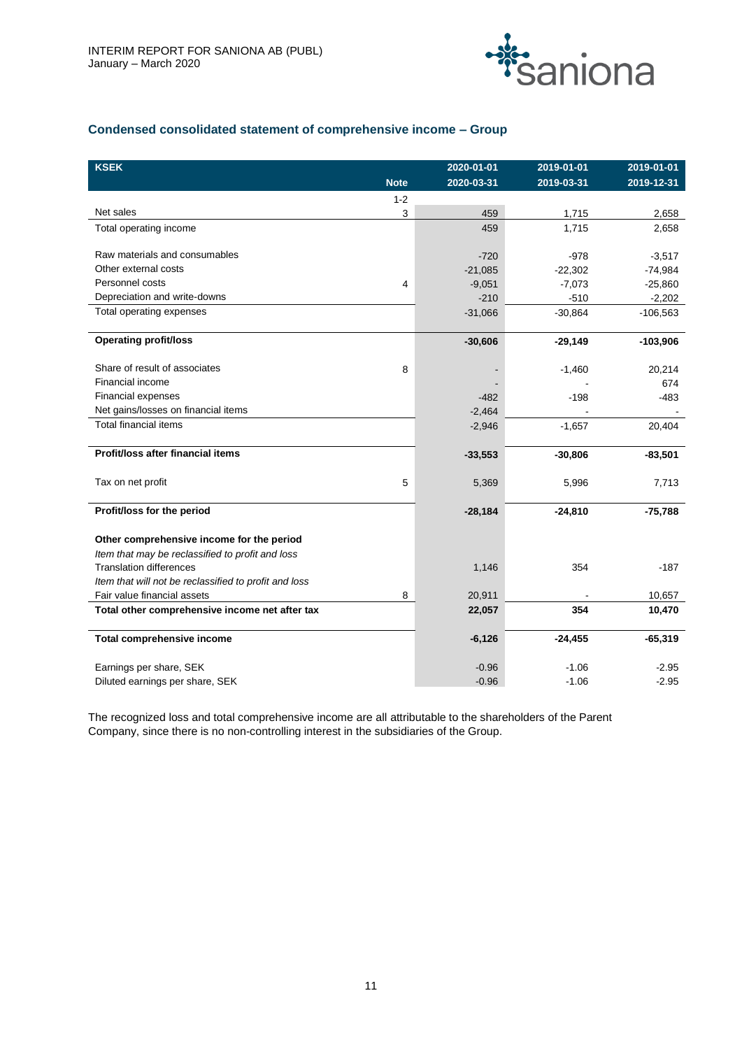## Condensed consolidated statement of comprehensive income – Group

| KSEK | Note | 2020-01-01<br>2020-03-31 | 2019-01-01<br>2019-03-31 | 2019-01-01<br>2019-12-31 |
|---|---|---|---|---|
| | 1-2 | | | |
| Net sales | 3 | 459 | 1,715 | 2,658 |
| Total operating income | | 459 | 1,715 | 2,658 |
| | | | | |
| Raw materials and consumables | | -720 | -978 | -3,517 |
| Other external costs | | -21,085 | -22,302 | -74,984 |
| Personnel costs | 4 | -9,051 | -7,073 | -25,860 |
| Depreciation and write-downs | | -210 | -510 | -2,202 |
| Total operating expenses | | -31,066 | -30,864 | -106,563 |
| | | | | |
| **Operating profit/loss** | | **-30,606** | **-29,149** | **-103,906** |
| | | | | |
| Share of result of associates | 8 | - | -1,460 | 20,214 |
| Financial income | | - | - | 674 |
| Financial expenses | | -482 | -198 | -483 |
| Net gains/losses on financial items | | -2,464 | - | - |
| Total financial items | | -2,946 | -1,657 | 20,404 |
| | | | | |
| **Profit/loss after financial items** | | **-33,553** | **-30,806** | **-83,501** |
| | | | | |
| Tax on net profit | 5 | 5,369 | 5,996 | 7,713 |
| | | | | |
| **Profit/loss for the period** | | **-28,184** | **-24,810** | **-75,788** |
| | | | | |
| **Other comprehensive income for the period** | | | | |
| *Item that may be reclassified to profit and loss* | | | | |
| Translation differences | | 1,146 | 354 | -187 |
| *Item that will not be reclassified to profit and loss* | | | | |
| Fair value financial assets | 8 | 20,911 | - | 10,657 |
| **Total other comprehensive income net after tax** | | **22,057** | **354** | **10,470** |
| | | | | |
| **Total comprehensive income** | | **-6,126** | **-24,455** | **-65,319** |
| | | | | |
| Earnings per share, SEK | | -0.96 | -1.06 | -2.95 |
| Diluted earnings per share, SEK | | -0.96 | -1.06 | -2.95 |

The recognized loss and total comprehensive income are all attributable to the shareholders of the Parent Company, since there is no non-controlling interest in the subsidiaries of the Group.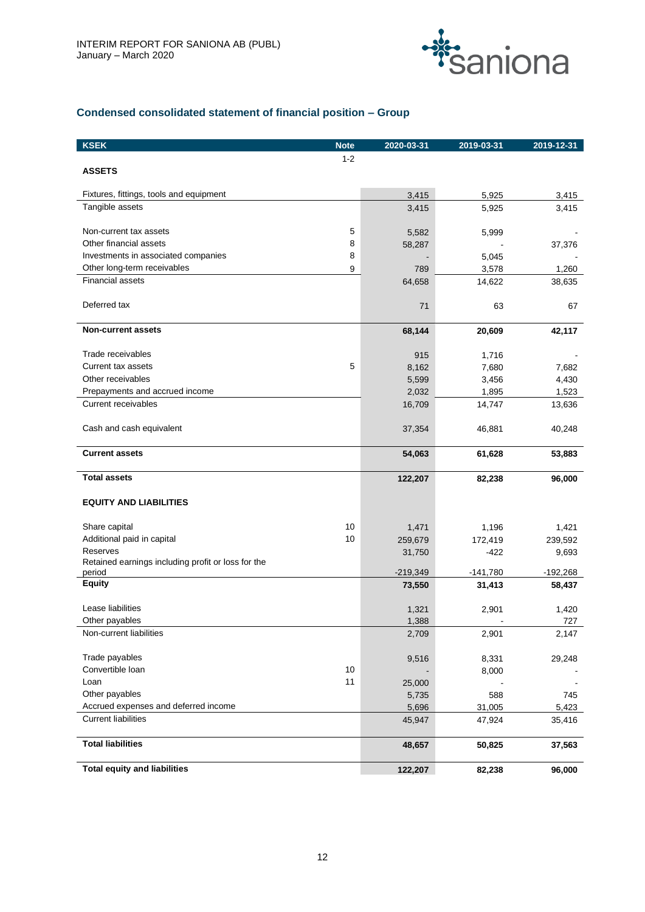## Condensed consolidated statement of financial position – Group

| KSEK | Note | 2020-03-31 | 2019-03-31 | 2019-12-31 |
|---|---|---|---|---|
| | 1-2 | | | |
| **ASSETS** | | | | |
| Fixtures, fittings, tools and equipment | | 3,415 | 5,925 | 3,415 |
| Tangible assets | | 3,415 | 5,925 | 3,415 |
| Non-current tax assets | 5 | 5,582 | 5,999 | - |
| Other financial assets | 8 | 58,287 | - | 37,376 |
| Investments in associated companies | 8 | - | 5,045 | - |
| Other long-term receivables | 9 | 789 | 3,578 | 1,260 |
| Financial assets | | 64,658 | 14,622 | 38,635 |
| Deferred tax | | 71 | 63 | 67 |
| **Non-current assets** | | **68,144** | **20,609** | **42,117** |
| Trade receivables | | 915 | 1,716 | - |
| Current tax assets | 5 | 8,162 | 7,680 | 7,682 |
| Other receivables | | 5,599 | 3,456 | 4,430 |
| Prepayments and accrued income | | 2,032 | 1,895 | 1,523 |
| Current receivables | | 16,709 | 14,747 | 13,636 |
| Cash and cash equivalent | | 37,354 | 46,881 | 40,248 |
| **Current assets** | | **54,063** | **61,628** | **53,883** |
| **Total assets** | | **122,207** | **82,238** | **96,000** |
| **EQUITY AND LIABILITIES** | | | | |
| Share capital | 10 | 1,471 | 1,196 | 1,421 |
| Additional paid in capital | 10 | 259,679 | 172,419 | 239,592 |
| Reserves | | 31,750 | -422 | 9,693 |
| Retained earnings including profit or loss for the period | | -219,349 | -141,780 | -192,268 |
| **Equity** | | **73,550** | **31,413** | **58,437** |
| Lease liabilities | | 1,321 | 2,901 | 1,420 |
| Other payables | | 1,388 | - | 727 |
| Non-current liabilities | | 2,709 | 2,901 | 2,147 |
| Trade payables | | 9,516 | 8,331 | 29,248 |
| Convertible loan | 10 | - | 8,000 | - |
| Loan | 11 | 25,000 | - | - |
| Other payables | | 5,735 | 588 | 745 |
| Accrued expenses and deferred income | | 5,696 | 31,005 | 5,423 |
| Current liabilities | | 45,947 | 47,924 | 35,416 |
| **Total liabilities** | | **48,657** | **50,825** | **37,563** |
| **Total equity and liabilities** | | **122,207** | **82,238** | **96,000** |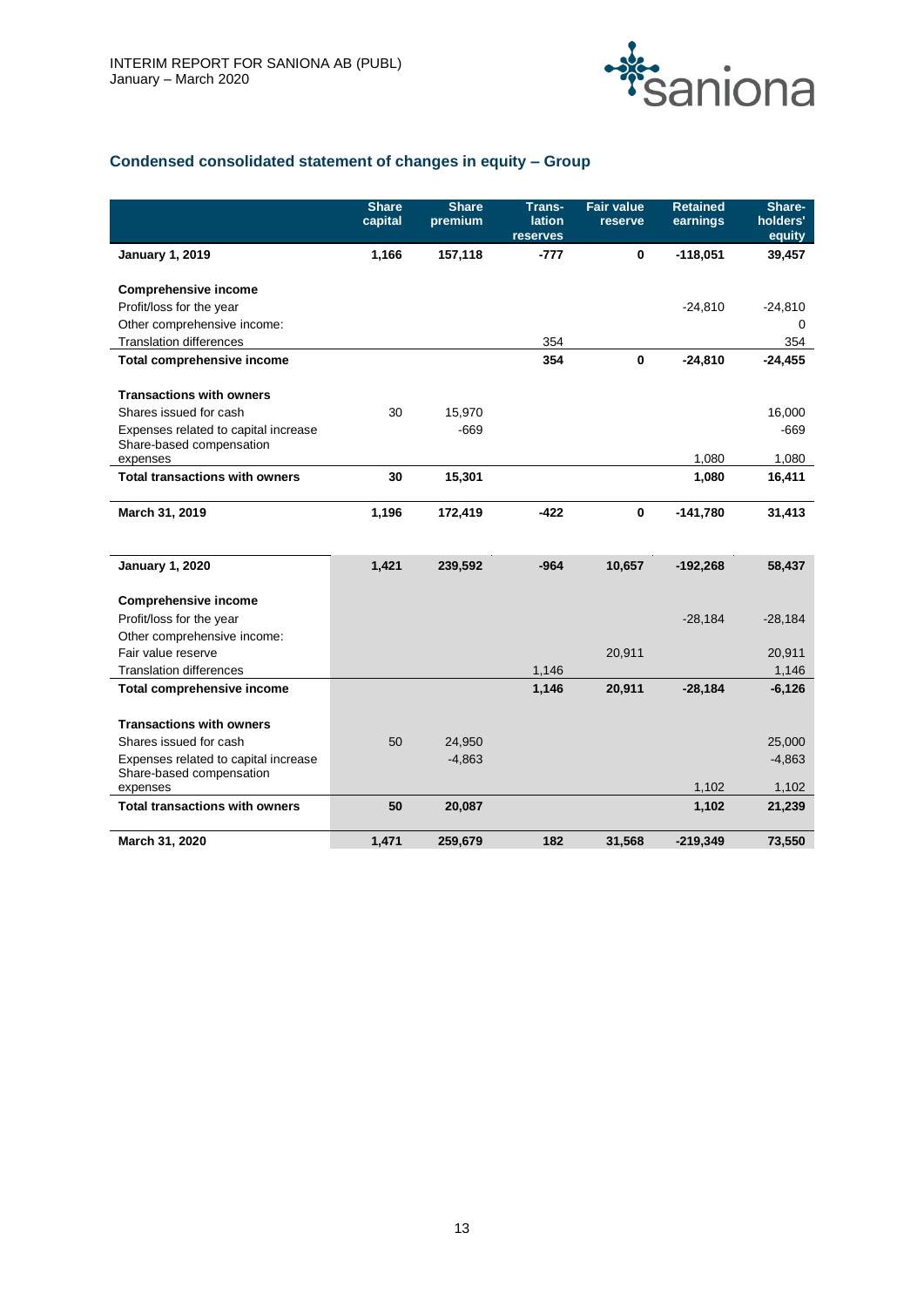## Condensed consolidated statement of changes in equity – Group

| | Share capital | Share premium | Translation reserves | Fair value reserve | Retained earnings | Shareholders' equity |
|---|---|---|---|---|---|---|
| **January 1, 2019** | **1,166** | **157,118** | **-777** | **0** | **-118,051** | **39,457** |
| | | | | | | |
| **Comprehensive income** | | | | | | |
| Profit/loss for the year | | | | | -24,810 | -24,810 |
| Other comprehensive income: | | | | | | 0 |
| Translation differences | | | 354 | | | 354 |
| **Total comprehensive income** | | | **354** | **0** | **-24,810** | **-24,455** |
| | | | | | | |
| **Transactions with owners** | | | | | | |
| Shares issued for cash | 30 | 15,970 | | | | 16,000 |
| Expenses related to capital increase | | -669 | | | | -669 |
| Share-based compensation expenses | | | | | 1,080 | 1,080 |
| **Total transactions with owners** | **30** | **15,301** | | | **1,080** | **16,411** |
| | | | | | | |
| **March 31, 2019** | **1,196** | **172,419** | **-422** | **0** | **-141,780** | **31,413** |
| | | | | | | |
| **January 1, 2020** | **1,421** | **239,592** | **-964** | **10,657** | **-192,268** | **58,437** |
| | | | | | | |
| **Comprehensive income** | | | | | | |
| Profit/loss for the year | | | | | -28,184 | -28,184 |
| Other comprehensive income: | | | | | | |
| Fair value reserve | | | | 20,911 | | 20,911 |
| Translation differences | | | 1,146 | | | 1,146 |
| **Total comprehensive income** | | | **1,146** | **20,911** | **-28,184** | **-6,126** |
| | | | | | | |
| **Transactions with owners** | | | | | | |
| Shares issued for cash | 50 | 24,950 | | | | 25,000 |
| Expenses related to capital increase | | -4,863 | | | | -4,863 |
| Share-based compensation expenses | | | | | 1,102 | 1,102 |
| **Total transactions with owners** | **50** | **20,087** | | | **1,102** | **21,239** |
| | | | | | | |
| **March 31, 2020** | **1,471** | **259,679** | **182** | **31,568** | **-219,349** | **73,550** |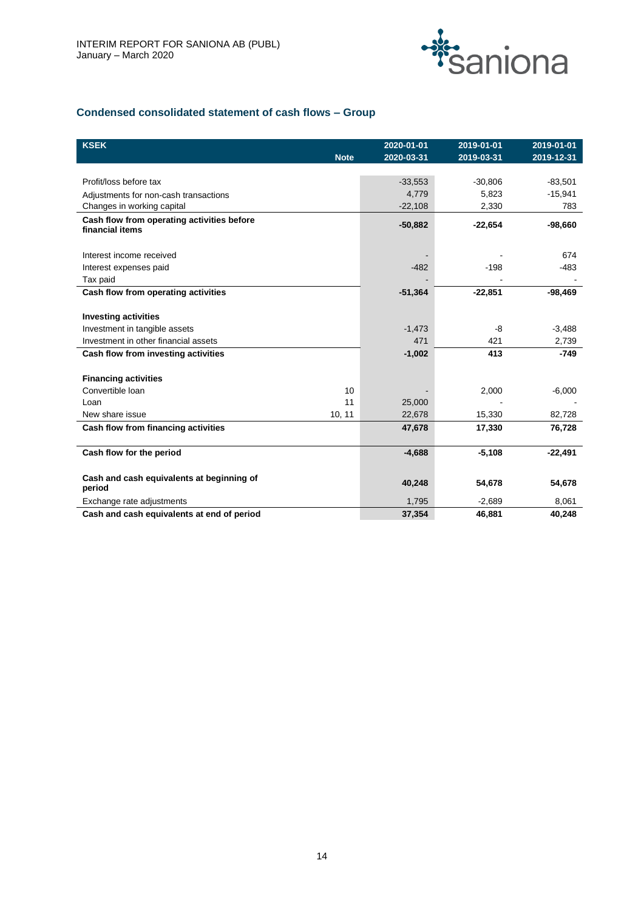## Condensed consolidated statement of cash flows – Group

| KSEK | Note | 2020-01-01<br>2020-03-31 | 2019-01-01<br>2019-03-31 | 2019-01-01<br>2019-12-31 |
|---|---|---|---|---|
| Profit/loss before tax | | -33,553 | -30,806 | -83,501 |
| Adjustments for non-cash transactions | | 4,779 | 5,823 | -15,941 |
| Changes in working capital | | -22,108 | 2,330 | 783 |
| **Cash flow from operating activities before financial items** | | **-50,882** | **-22,654** | **-98,660** |
| | | | | |
| Interest income received | | - | - | 674 |
| Interest expenses paid | | -482 | -198 | -483 |
| Tax paid | | - | - | - |
| **Cash flow from operating activities** | | **-51,364** | **-22,851** | **-98,469** |
| | | | | |
| **Investing activities** | | | | |
| Investment in tangible assets | | -1,473 | -8 | -3,488 |
| Investment in other financial assets | | 471 | 421 | 2,739 |
| **Cash flow from investing activities** | | **-1,002** | **413** | **-749** |
| | | | | |
| **Financing activities** | | | | |
| Convertible loan | 10 | - | 2,000 | -6,000 |
| Loan | 11 | 25,000 | - | - |
| New share issue | 10, 11 | 22,678 | 15,330 | 82,728 |
| **Cash flow from financing activities** | | **47,678** | **17,330** | **76,728** |
| | | | | |
| **Cash flow for the period** | | **-4,688** | **-5,108** | **-22,491** |
| | | | | |
| **Cash and cash equivalents at beginning of period** | | **40,248** | **54,678** | **54,678** |
| Exchange rate adjustments | | 1,795 | -2,689 | 8,061 |
| **Cash and cash equivalents at end of period** | | **37,354** | **46,881** | **40,248** |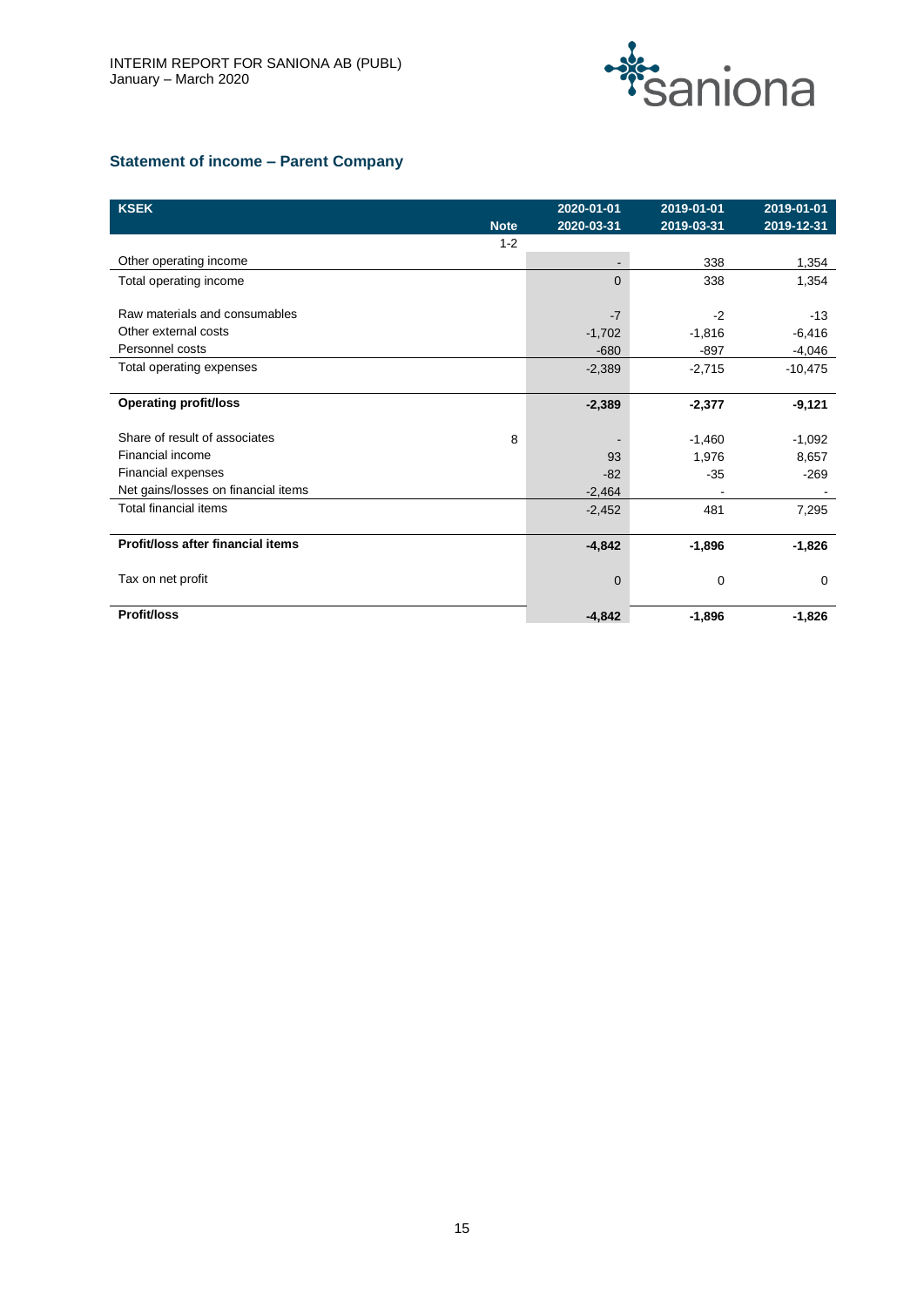## Statement of income – Parent Company

| KSEK | Note | 2020-01-01<br>2020-03-31 | 2019-01-01<br>2019-03-31 | 2019-01-01<br>2019-12-31 |
|---|---|---|---|---|
| | 1-2 | | | |
| Other operating income | | - | 338 | 1,354 |
| Total operating income | | 0 | 338 | 1,354 |
| | | | | |
| Raw materials and consumables | | -7 | -2 | -13 |
| Other external costs | | -1,702 | -1,816 | -6,416 |
| Personnel costs | | -680 | -897 | -4,046 |
| Total operating expenses | | -2,389 | -2,715 | -10,475 |
| | | | | |
| **Operating profit/loss** | | **-2,389** | **-2,377** | **-9,121** |
| | | | | |
| Share of result of associates | 8 | - | -1,460 | -1,092 |
| Financial income | | 93 | 1,976 | 8,657 |
| Financial expenses | | -82 | -35 | -269 |
| Net gains/losses on financial items | | -2,464 | - | - |
| Total financial items | | -2,452 | 481 | 7,295 |
| | | | | |
| **Profit/loss after financial items** | | **-4,842** | **-1,896** | **-1,826** |
| | | | | |
| Tax on net profit | | 0 | 0 | 0 |
| | | | | |
| **Profit/loss** | | **-4,842** | **-1,896** | **-1,826** |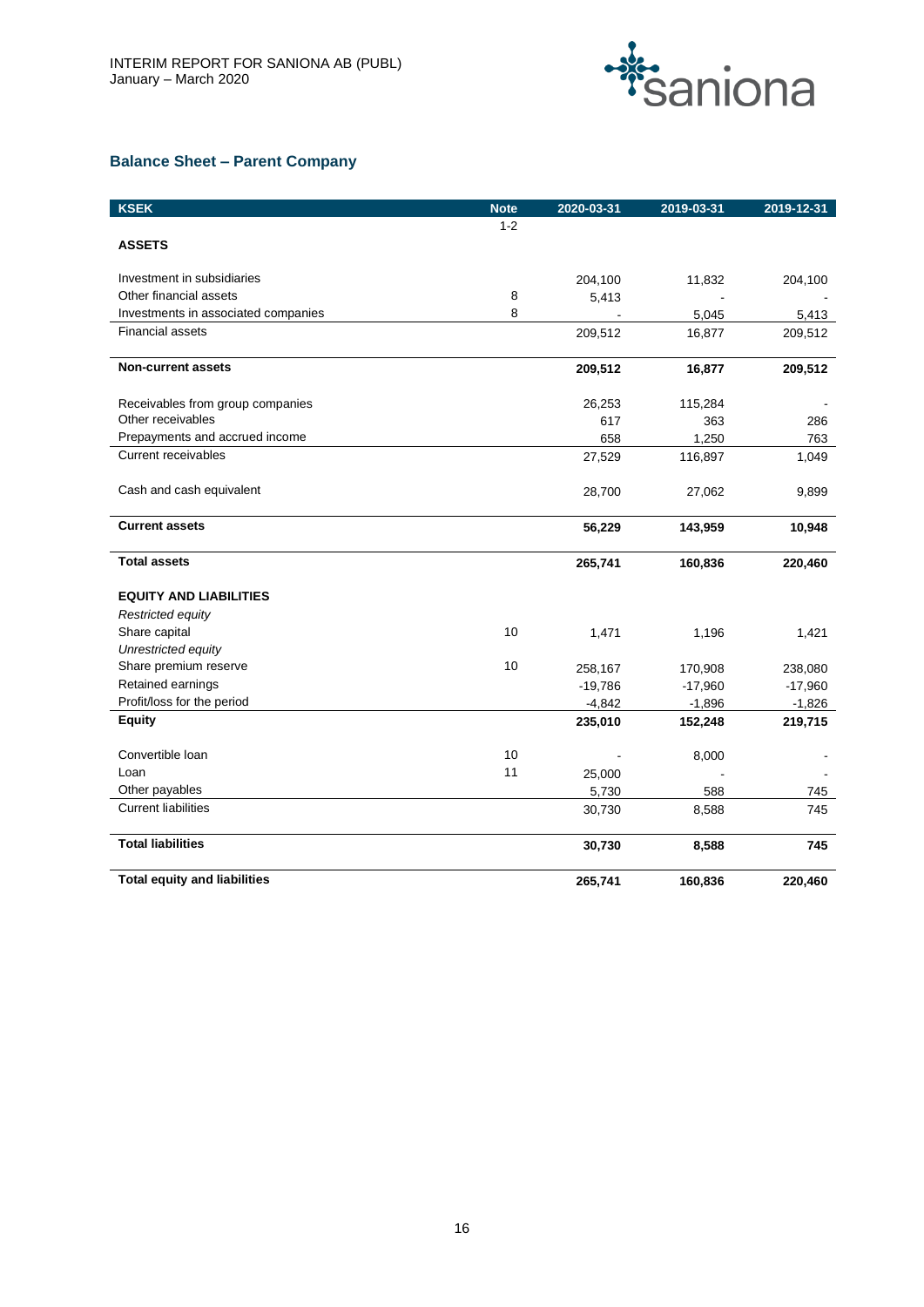## Balance Sheet – Parent Company

| KSEK | Note | 2020-03-31 | 2019-03-31 | 2019-12-31 |
|---|---|---|---|---|
| | 1-2 | | | |
| **ASSETS** | | | | |
| Investment in subsidiaries | | 204,100 | 11,832 | 204,100 |
| Other financial assets | 8 | 5,413 | - | - |
| Investments in associated companies | 8 | - | 5,045 | 5,413 |
| Financial assets | | 209,512 | 16,877 | 209,512 |
| **Non-current assets** | | **209,512** | **16,877** | **209,512** |
| Receivables from group companies | | 26,253 | 115,284 | - |
| Other receivables | | 617 | 363 | 286 |
| Prepayments and accrued income | | 658 | 1,250 | 763 |
| Current receivables | | 27,529 | 116,897 | 1,049 |
| Cash and cash equivalent | | 28,700 | 27,062 | 9,899 |
| **Current assets** | | **56,229** | **143,959** | **10,948** |
| **Total assets** | | **265,741** | **160,836** | **220,460** |
| **EQUITY AND LIABILITIES** | | | | |
| *Restricted equity* | | | | |
| Share capital | 10 | 1,471 | 1,196 | 1,421 |
| *Unrestricted equity* | | | | |
| Share premium reserve | 10 | 258,167 | 170,908 | 238,080 |
| Retained earnings | | -19,786 | -17,960 | -17,960 |
| Profit/loss for the period | | -4,842 | -1,896 | -1,826 |
| **Equity** | | **235,010** | **152,248** | **219,715** |
| Convertible loan | 10 | - | 8,000 | - |
| Loan | 11 | 25,000 | - | - |
| Other payables | | 5,730 | 588 | 745 |
| Current liabilities | | 30,730 | 8,588 | 745 |
| **Total liabilities** | | **30,730** | **8,588** | **745** |
| **Total equity and liabilities** | | **265,741** | **160,836** | **220,460** |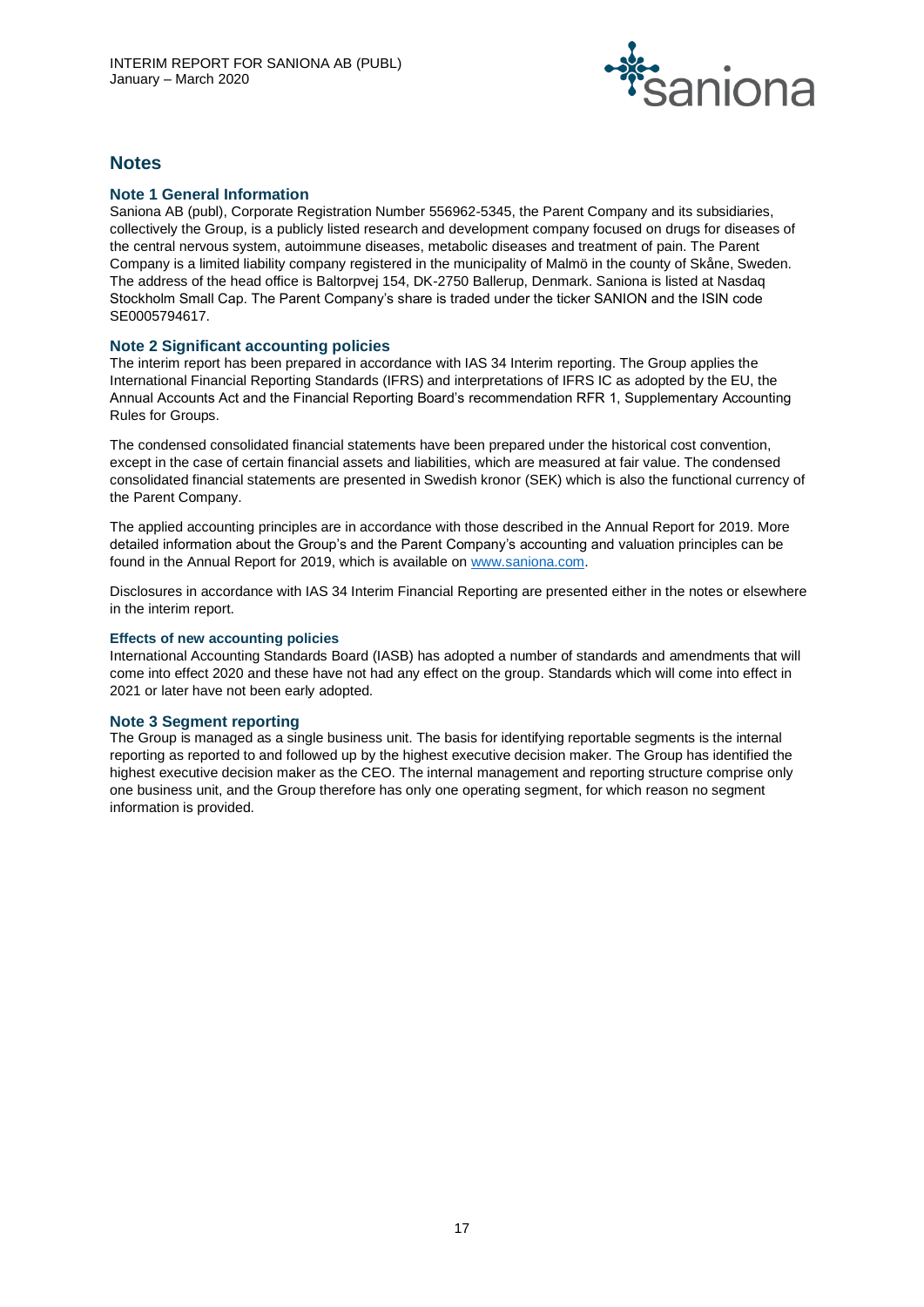## Notes

### Note 1 General Information

Saniona AB (publ), Corporate Registration Number 556962-5345, the Parent Company and its subsidiaries, collectively the Group, is a publicly listed research and development company focused on drugs for diseases of the central nervous system, autoimmune diseases, metabolic diseases and treatment of pain. The Parent Company is a limited liability company registered in the municipality of Malmö in the county of Skåne, Sweden. The address of the head office is Baltorpvej 154, DK-2750 Ballerup, Denmark. Saniona is listed at Nasdaq Stockholm Small Cap. The Parent Company's share is traded under the ticker SANION and the ISIN code SE0005794617.

### Note 2 Significant accounting policies

The interim report has been prepared in accordance with IAS 34 Interim reporting. The Group applies the International Financial Reporting Standards (IFRS) and interpretations of IFRS IC as adopted by the EU, the Annual Accounts Act and the Financial Reporting Board's recommendation RFR 1, Supplementary Accounting Rules for Groups.

The condensed consolidated financial statements have been prepared under the historical cost convention, except in the case of certain financial assets and liabilities, which are measured at fair value. The condensed consolidated financial statements are presented in Swedish kronor (SEK) which is also the functional currency of the Parent Company.

The applied accounting principles are in accordance with those described in the Annual Report for 2019. More detailed information about the Group's and the Parent Company's accounting and valuation principles can be found in the Annual Report for 2019, which is available on [www.saniona.com](http://www.saniona.com).

Disclosures in accordance with IAS 34 Interim Financial Reporting are presented either in the notes or elsewhere in the interim report.

#### Effects of new accounting policies

International Accounting Standards Board (IASB) has adopted a number of standards and amendments that will come into effect 2020 and these have not had any effect on the group. Standards which will come into effect in 2021 or later have not been early adopted.

### Note 3 Segment reporting

The Group is managed as a single business unit. The basis for identifying reportable segments is the internal reporting as reported to and followed up by the highest executive decision maker. The Group has identified the highest executive decision maker as the CEO. The internal management and reporting structure comprise only one business unit, and the Group therefore has only one operating segment, for which reason no segment information is provided.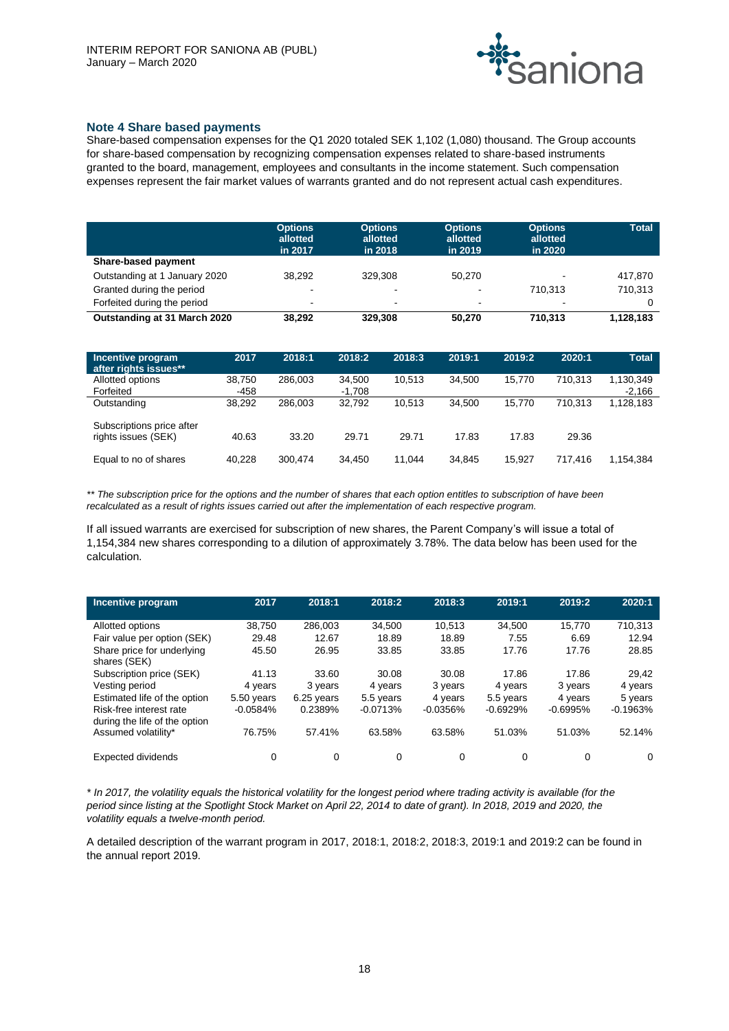## Note 4 Share based payments

Share-based compensation expenses for the Q1 2020 totaled SEK 1,102 (1,080) thousand. The Group accounts for share-based compensation by recognizing compensation expenses related to share-based instruments granted to the board, management, employees and consultants in the income statement. Such compensation expenses represent the fair market values of warrants granted and do not represent actual cash expenditures.

| | Options allotted in 2017 | Options allotted in 2018 | Options allotted in 2019 | Options allotted in 2020 | Total |
|---|---|---|---|---|---|
| **Share-based payment** | | | | | |
| Outstanding at 1 January 2020 | 38,292 | 329,308 | 50,270 | - | 417,870 |
| Granted during the period | - | - | - | 710,313 | 710,313 |
| Forfeited during the period | - | - | - | - | 0 |
| **Outstanding at 31 March 2020** | **38,292** | **329,308** | **50,270** | **710,313** | **1,128,183** |

| Incentive program after rights issues** | 2017 | 2018:1 | 2018:2 | 2018:3 | 2019:1 | 2019:2 | 2020:1 | Total |
|---|---|---|---|---|---|---|---|---|
| Allotted options | 38,750 | 286,003 | 34,500 | 10,513 | 34,500 | 15,770 | 710,313 | 1,130,349 |
| Forfeited | -458 | | -1,708 | | | | | -2,166 |
| Outstanding | 38,292 | 286,003 | 32,792 | 10,513 | 34,500 | 15,770 | 710,313 | 1,128,183 |
| Subscriptions price after rights issues (SEK) | 40.63 | 33.20 | 29.71 | 29.71 | 17.83 | 17.83 | 29.36 | |
| Equal to no of shares | 40,228 | 300,474 | 34,450 | 11,044 | 34,845 | 15,927 | 717,416 | 1,154,384 |

*** The subscription price for the options and the number of shares that each option entitles to subscription of have been recalculated as a result of rights issues carried out after the implementation of each respective program.*

If all issued warrants are exercised for subscription of new shares, the Parent Company's will issue a total of 1,154,384 new shares corresponding to a dilution of approximately 3.78%. The data below has been used for the calculation.

| Incentive program | 2017 | 2018:1 | 2018:2 | 2018:3 | 2019:1 | 2019:2 | 2020:1 |
|---|---|---|---|---|---|---|---|
| Allotted options | 38,750 | 286,003 | 34,500 | 10,513 | 34,500 | 15,770 | 710,313 |
| Fair value per option (SEK) | 29.48 | 12.67 | 18.89 | 18.89 | 7.55 | 6.69 | 12.94 |
| Share price for underlying shares (SEK) | 45.50 | 26.95 | 33.85 | 33.85 | 17.76 | 17.76 | 28.85 |
| Subscription price (SEK) | 41.13 | 33.60 | 30.08 | 30.08 | 17.86 | 17.86 | 29,42 |
| Vesting period | 4 years | 3 years | 4 years | 3 years | 4 years | 3 years | 4 years |
| Estimated life of the option | 5.50 years | 6.25 years | 5.5 years | 4 years | 5.5 years | 4 years | 5 years |
| Risk-free interest rate during the life of the option | -0.0584% | 0.2389% | -0.0713% | -0.0356% | -0.6929% | -0.6995% | -0.1963% |
| Assumed volatility* | 76.75% | 57.41% | 63.58% | 63.58% | 51.03% | 51.03% | 52.14% |
| Expected dividends | 0 | 0 | 0 | 0 | 0 | 0 | 0 |

** In 2017, the volatility equals the historical volatility for the longest period where trading activity is available (for the period since listing at the Spotlight Stock Market on April 22, 2014 to date of grant). In 2018, 2019 and 2020, the volatility equals a twelve-month period.*

A detailed description of the warrant program in 2017, 2018:1, 2018:2, 2018:3, 2019:1 and 2019:2 can be found in the annual report 2019.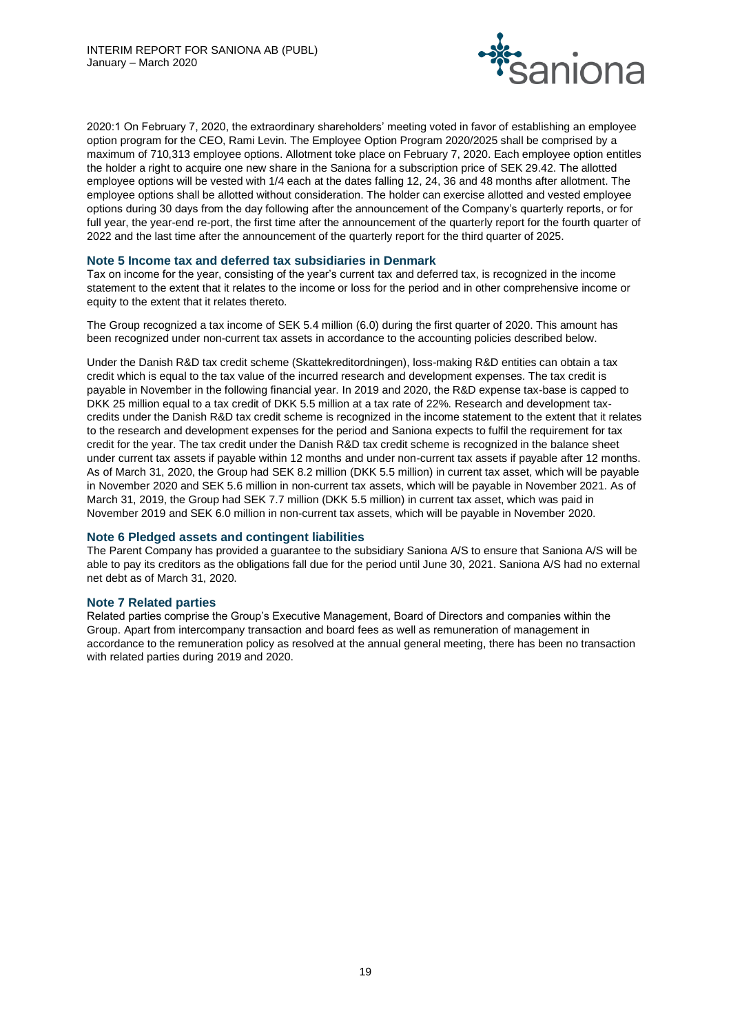2020:1 On February 7, 2020, the extraordinary shareholders' meeting voted in favor of establishing an employee option program for the CEO, Rami Levin. The Employee Option Program 2020/2025 shall be comprised by a maximum of 710,313 employee options. Allotment toke place on February 7, 2020. Each employee option entitles the holder a right to acquire one new share in the Saniona for a subscription price of SEK 29.42. The allotted employee options will be vested with 1/4 each at the dates falling 12, 24, 36 and 48 months after allotment. The employee options shall be allotted without consideration. The holder can exercise allotted and vested employee options during 30 days from the day following after the announcement of the Company's quarterly reports, or for full year, the year-end re-port, the first time after the announcement of the quarterly report for the fourth quarter of 2022 and the last time after the announcement of the quarterly report for the third quarter of 2025.

## Note 5 Income tax and deferred tax subsidiaries in Denmark

Tax on income for the year, consisting of the year's current tax and deferred tax, is recognized in the income statement to the extent that it relates to the income or loss for the period and in other comprehensive income or equity to the extent that it relates thereto.

The Group recognized a tax income of SEK 5.4 million (6.0) during the first quarter of 2020. This amount has been recognized under non-current tax assets in accordance to the accounting policies described below.

Under the Danish R&D tax credit scheme (Skattekreditordningen), loss-making R&D entities can obtain a tax credit which is equal to the tax value of the incurred research and development expenses. The tax credit is payable in November in the following financial year. In 2019 and 2020, the R&D expense tax-base is capped to DKK 25 million equal to a tax credit of DKK 5.5 million at a tax rate of 22%. Research and development tax-credits under the Danish R&D tax credit scheme is recognized in the income statement to the extent that it relates to the research and development expenses for the period and Saniona expects to fulfil the requirement for tax credit for the year. The tax credit under the Danish R&D tax credit scheme is recognized in the balance sheet under current tax assets if payable within 12 months and under non-current tax assets if payable after 12 months. As of March 31, 2020, the Group had SEK 8.2 million (DKK 5.5 million) in current tax asset, which will be payable in November 2020 and SEK 5.6 million in non-current tax assets, which will be payable in November 2021. As of March 31, 2019, the Group had SEK 7.7 million (DKK 5.5 million) in current tax asset, which was paid in November 2019 and SEK 6.0 million in non-current tax assets, which will be payable in November 2020.

## Note 6 Pledged assets and contingent liabilities

The Parent Company has provided a guarantee to the subsidiary Saniona A/S to ensure that Saniona A/S will be able to pay its creditors as the obligations fall due for the period until June 30, 2021. Saniona A/S had no external net debt as of March 31, 2020.

## Note 7 Related parties

Related parties comprise the Group's Executive Management, Board of Directors and companies within the Group. Apart from intercompany transaction and board fees as well as remuneration of management in accordance to the remuneration policy as resolved at the annual general meeting, there has been no transaction with related parties during 2019 and 2020.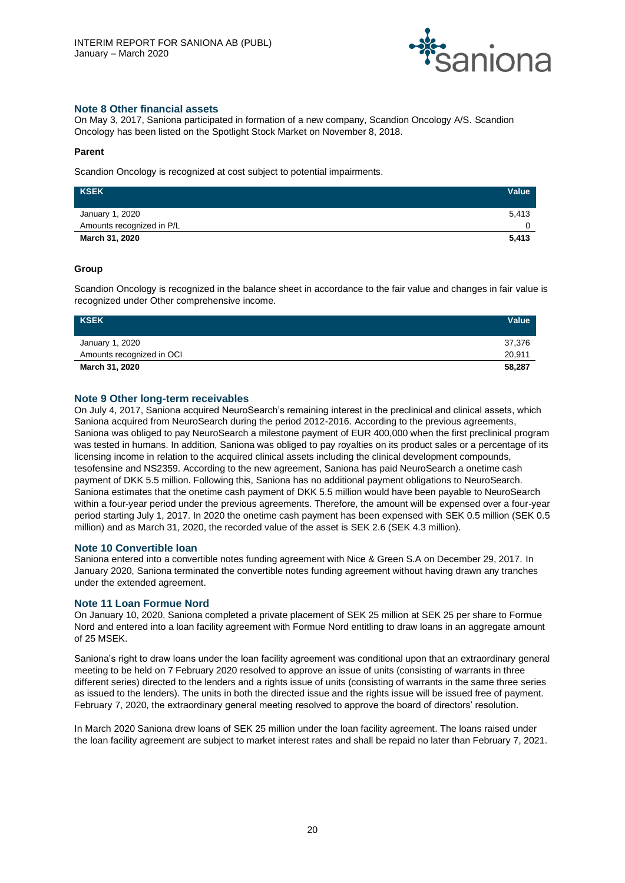## Note 8 Other financial assets

On May 3, 2017, Saniona participated in formation of a new company, Scandion Oncology A/S. Scandion Oncology has been listed on the Spotlight Stock Market on November 8, 2018.

**Parent**

Scandion Oncology is recognized at cost subject to potential impairments.

| KSEK | Value |
|---|---|
| January 1, 2020 | 5,413 |
| Amounts recognized in P/L | 0 |
| **March 31, 2020** | **5,413** |

**Group**

Scandion Oncology is recognized in the balance sheet in accordance to the fair value and changes in fair value is recognized under Other comprehensive income.

| KSEK | Value |
|---|---|
| January 1, 2020 | 37,376 |
| Amounts recognized in OCI | 20,911 |
| **March 31, 2020** | **58,287** |

## Note 9 Other long-term receivables

On July 4, 2017, Saniona acquired NeuroSearch's remaining interest in the preclinical and clinical assets, which Saniona acquired from NeuroSearch during the period 2012-2016. According to the previous agreements, Saniona was obliged to pay NeuroSearch a milestone payment of EUR 400,000 when the first preclinical program was tested in humans. In addition, Saniona was obliged to pay royalties on its product sales or a percentage of its licensing income in relation to the acquired clinical assets including the clinical development compounds, tesofensine and NS2359. According to the new agreement, Saniona has paid NeuroSearch a onetime cash payment of DKK 5.5 million. Following this, Saniona has no additional payment obligations to NeuroSearch. Saniona estimates that the onetime cash payment of DKK 5.5 million would have been payable to NeuroSearch within a four-year period under the previous agreements. Therefore, the amount will be expensed over a four-year period starting July 1, 2017. In 2020 the onetime cash payment has been expensed with SEK 0.5 million (SEK 0.5 million) and as March 31, 2020, the recorded value of the asset is SEK 2.6 (SEK 4.3 million).

## Note 10 Convertible loan

Saniona entered into a convertible notes funding agreement with Nice & Green S.A on December 29, 2017. In January 2020, Saniona terminated the convertible notes funding agreement without having drawn any tranches under the extended agreement.

## Note 11 Loan Formue Nord

On January 10, 2020, Saniona completed a private placement of SEK 25 million at SEK 25 per share to Formue Nord and entered into a loan facility agreement with Formue Nord entitling to draw loans in an aggregate amount of 25 MSEK.

Saniona's right to draw loans under the loan facility agreement was conditional upon that an extraordinary general meeting to be held on 7 February 2020 resolved to approve an issue of units (consisting of warrants in three different series) directed to the lenders and a rights issue of units (consisting of warrants in the same three series as issued to the lenders). The units in both the directed issue and the rights issue will be issued free of payment. February 7, 2020, the extraordinary general meeting resolved to approve the board of directors' resolution.

In March 2020 Saniona drew loans of SEK 25 million under the loan facility agreement. The loans raised under the loan facility agreement are subject to market interest rates and shall be repaid no later than February 7, 2021.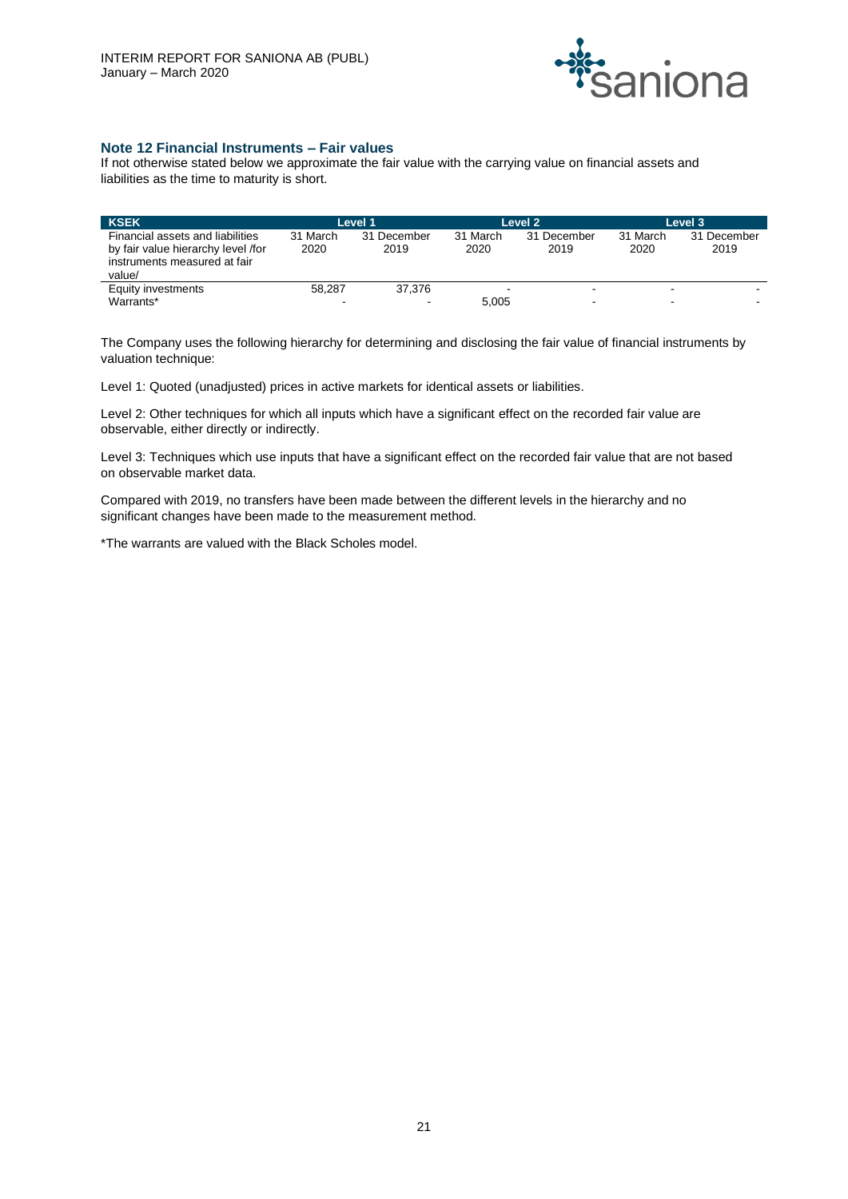## Note 12 Financial Instruments – Fair values

If not otherwise stated below we approximate the fair value with the carrying value on financial assets and liabilities as the time to maturity is short.

| KSEK | Level 1 | | Level 2 | | Level 3 | |
|---|---|---|---|---|---|---|
| Financial assets and liabilities by fair value hierarchy level /for instruments measured at fair value/ | 31 March 2020 | 31 December 2019 | 31 March 2020 | 31 December 2019 | 31 March 2020 | 31 December 2019 |
| Equity investments | 58,287 | 37,376 | - | - | - | - |
| Warrants* | - | - | 5,005 | - | - | - |

The Company uses the following hierarchy for determining and disclosing the fair value of financial instruments by valuation technique:

Level 1: Quoted (unadjusted) prices in active markets for identical assets or liabilities.

Level 2: Other techniques for which all inputs which have a significant effect on the recorded fair value are observable, either directly or indirectly.

Level 3: Techniques which use inputs that have a significant effect on the recorded fair value that are not based on observable market data.

Compared with 2019, no transfers have been made between the different levels in the hierarchy and no significant changes have been made to the measurement method.

*The warrants are valued with the Black Scholes model.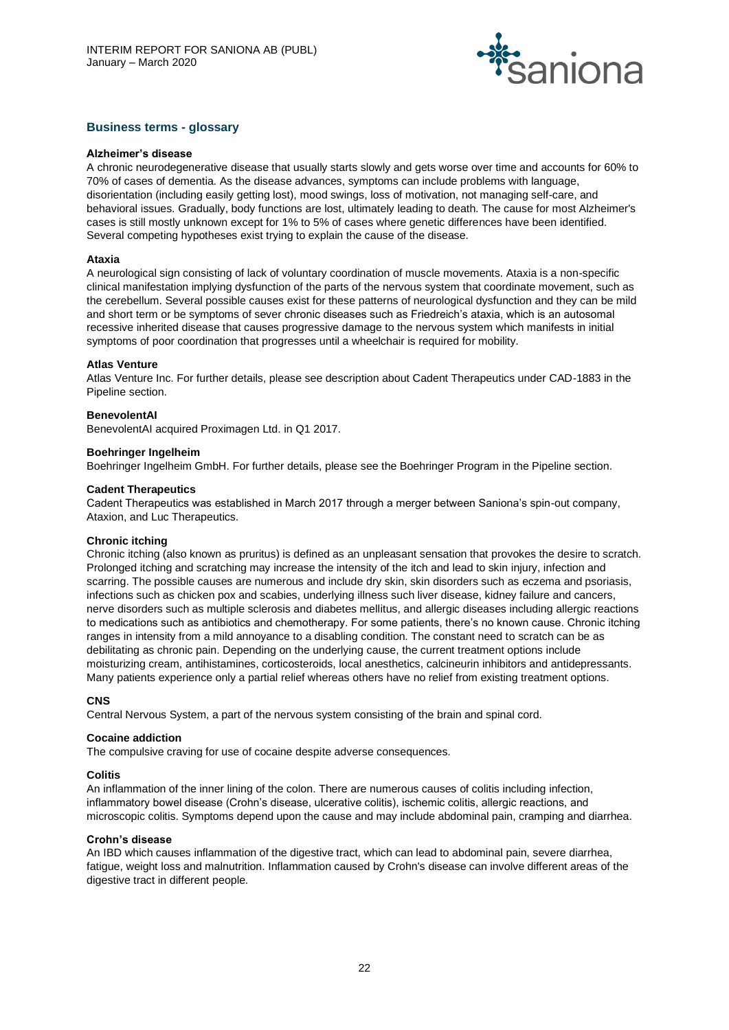## Business terms - glossary

**Alzheimer's disease**
A chronic neurodegenerative disease that usually starts slowly and gets worse over time and accounts for 60% to 70% of cases of dementia. As the disease advances, symptoms can include problems with language, disorientation (including easily getting lost), mood swings, loss of motivation, not managing self-care, and behavioral issues. Gradually, body functions are lost, ultimately leading to death. The cause for most Alzheimer's cases is still mostly unknown except for 1% to 5% of cases where genetic differences have been identified. Several competing hypotheses exist trying to explain the cause of the disease.

**Ataxia**
A neurological sign consisting of lack of voluntary coordination of muscle movements. Ataxia is a non-specific clinical manifestation implying dysfunction of the parts of the nervous system that coordinate movement, such as the cerebellum. Several possible causes exist for these patterns of neurological dysfunction and they can be mild and short term or be symptoms of sever chronic diseases such as Friedreich's ataxia, which is an autosomal recessive inherited disease that causes progressive damage to the nervous system which manifests in initial symptoms of poor coordination that progresses until a wheelchair is required for mobility.

**Atlas Venture**
Atlas Venture Inc. For further details, please see description about Cadent Therapeutics under CAD-1883 in the Pipeline section.

**BenevolentAI**
BenevolentAI acquired Proximagen Ltd. in Q1 2017.

**Boehringer Ingelheim**
Boehringer Ingelheim GmbH. For further details, please see the Boehringer Program in the Pipeline section.

**Cadent Therapeutics**
Cadent Therapeutics was established in March 2017 through a merger between Saniona's spin-out company, Ataxion, and Luc Therapeutics.

**Chronic itching**
Chronic itching (also known as pruritus) is defined as an unpleasant sensation that provokes the desire to scratch. Prolonged itching and scratching may increase the intensity of the itch and lead to skin injury, infection and scarring. The possible causes are numerous and include dry skin, skin disorders such as eczema and psoriasis, infections such as chicken pox and scabies, underlying illness such liver disease, kidney failure and cancers, nerve disorders such as multiple sclerosis and diabetes mellitus, and allergic diseases including allergic reactions to medications such as antibiotics and chemotherapy. For some patients, there's no known cause. Chronic itching ranges in intensity from a mild annoyance to a disabling condition. The constant need to scratch can be as debilitating as chronic pain. Depending on the underlying cause, the current treatment options include moisturizing cream, antihistamines, corticosteroids, local anesthetics, calcineurin inhibitors and antidepressants. Many patients experience only a partial relief whereas others have no relief from existing treatment options.

**CNS**
Central Nervous System, a part of the nervous system consisting of the brain and spinal cord.

**Cocaine addiction**
The compulsive craving for use of cocaine despite adverse consequences.

**Colitis**
An inflammation of the inner lining of the colon. There are numerous causes of colitis including infection, inflammatory bowel disease (Crohn's disease, ulcerative colitis), ischemic colitis, allergic reactions, and microscopic colitis. Symptoms depend upon the cause and may include abdominal pain, cramping and diarrhea.

**Crohn's disease**
An IBD which causes inflammation of the digestive tract, which can lead to abdominal pain, severe diarrhea, fatigue, weight loss and malnutrition. Inflammation caused by Crohn's disease can involve different areas of the digestive tract in different people.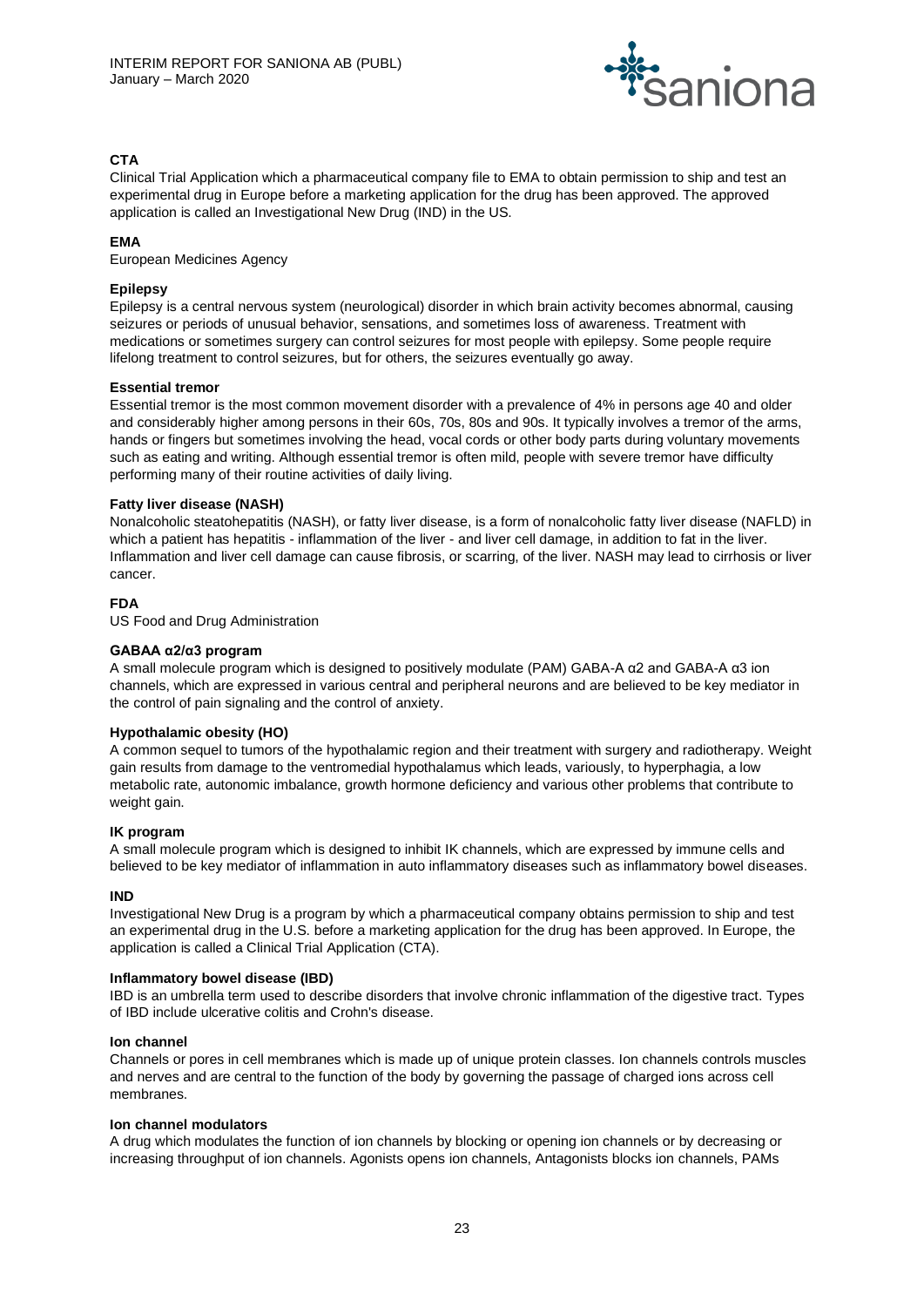**CTA**

Clinical Trial Application which a pharmaceutical company file to EMA to obtain permission to ship and test an experimental drug in Europe before a marketing application for the drug has been approved. The approved application is called an Investigational New Drug (IND) in the US.

**EMA**

European Medicines Agency

**Epilepsy**

Epilepsy is a central nervous system (neurological) disorder in which brain activity becomes abnormal, causing seizures or periods of unusual behavior, sensations, and sometimes loss of awareness. Treatment with medications or sometimes surgery can control seizures for most people with epilepsy. Some people require lifelong treatment to control seizures, but for others, the seizures eventually go away.

**Essential tremor**

Essential tremor is the most common movement disorder with a prevalence of 4% in persons age 40 and older and considerably higher among persons in their 60s, 70s, 80s and 90s. It typically involves a tremor of the arms, hands or fingers but sometimes involving the head, vocal cords or other body parts during voluntary movements such as eating and writing. Although essential tremor is often mild, people with severe tremor have difficulty performing many of their routine activities of daily living.

**Fatty liver disease (NASH)**

Nonalcoholic steatohepatitis (NASH), or fatty liver disease, is a form of nonalcoholic fatty liver disease (NAFLD) in which a patient has hepatitis - inflammation of the liver - and liver cell damage, in addition to fat in the liver. Inflammation and liver cell damage can cause fibrosis, or scarring, of the liver. NASH may lead to cirrhosis or liver cancer.

**FDA**

US Food and Drug Administration

**GABAA α2/α3 program**

A small molecule program which is designed to positively modulate (PAM) GABA-A α2 and GABA-A α3 ion channels, which are expressed in various central and peripheral neurons and are believed to be key mediator in the control of pain signaling and the control of anxiety.

**Hypothalamic obesity (HO)**

A common sequel to tumors of the hypothalamic region and their treatment with surgery and radiotherapy. Weight gain results from damage to the ventromedial hypothalamus which leads, variously, to hyperphagia, a low metabolic rate, autonomic imbalance, growth hormone deficiency and various other problems that contribute to weight gain.

**IK program**

A small molecule program which is designed to inhibit IK channels, which are expressed by immune cells and believed to be key mediator of inflammation in auto inflammatory diseases such as inflammatory bowel diseases.

**IND**

Investigational New Drug is a program by which a pharmaceutical company obtains permission to ship and test an experimental drug in the U.S. before a marketing application for the drug has been approved. In Europe, the application is called a Clinical Trial Application (CTA).

**Inflammatory bowel disease (IBD)**

IBD is an umbrella term used to describe disorders that involve chronic inflammation of the digestive tract. Types of IBD include ulcerative colitis and Crohn's disease.

**Ion channel**

Channels or pores in cell membranes which is made up of unique protein classes. Ion channels controls muscles and nerves and are central to the function of the body by governing the passage of charged ions across cell membranes.

**Ion channel modulators**

A drug which modulates the function of ion channels by blocking or opening ion channels or by decreasing or increasing throughput of ion channels. Agonists opens ion channels, Antagonists blocks ion channels, PAMs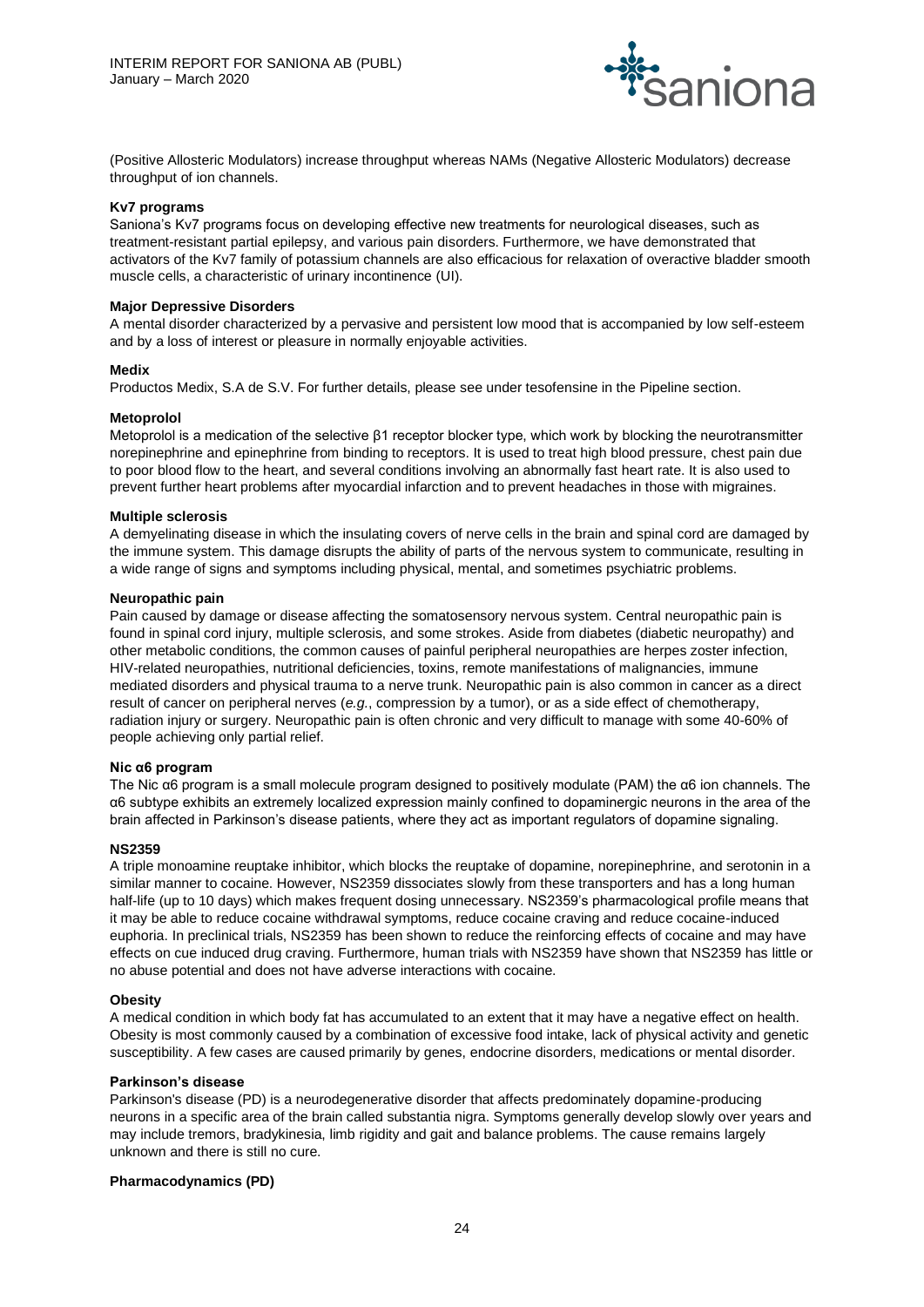(Positive Allosteric Modulators) increase throughput whereas NAMs (Negative Allosteric Modulators) decrease throughput of ion channels.

**Kv7 programs**

Saniona's Kv7 programs focus on developing effective new treatments for neurological diseases, such as treatment-resistant partial epilepsy, and various pain disorders. Furthermore, we have demonstrated that activators of the Kv7 family of potassium channels are also efficacious for relaxation of overactive bladder smooth muscle cells, a characteristic of urinary incontinence (UI).

**Major Depressive Disorders**

A mental disorder characterized by a pervasive and persistent low mood that is accompanied by low self-esteem and by a loss of interest or pleasure in normally enjoyable activities.

**Medix**

Productos Medix, S.A de S.V. For further details, please see under tesofensine in the Pipeline section.

**Metoprolol**

Metoprolol is a medication of the selective β1 receptor blocker type, which work by blocking the neurotransmitter norepinephrine and epinephrine from binding to receptors. It is used to treat high blood pressure, chest pain due to poor blood flow to the heart, and several conditions involving an abnormally fast heart rate. It is also used to prevent further heart problems after myocardial infarction and to prevent headaches in those with migraines.

**Multiple sclerosis**

A demyelinating disease in which the insulating covers of nerve cells in the brain and spinal cord are damaged by the immune system. This damage disrupts the ability of parts of the nervous system to communicate, resulting in a wide range of signs and symptoms including physical, mental, and sometimes psychiatric problems.

**Neuropathic pain**

Pain caused by damage or disease affecting the somatosensory nervous system. Central neuropathic pain is found in spinal cord injury, multiple sclerosis, and some strokes. Aside from diabetes (diabetic neuropathy) and other metabolic conditions, the common causes of painful peripheral neuropathies are herpes zoster infection, HIV-related neuropathies, nutritional deficiencies, toxins, remote manifestations of malignancies, immune mediated disorders and physical trauma to a nerve trunk. Neuropathic pain is also common in cancer as a direct result of cancer on peripheral nerves (*e.g.*, compression by a tumor), or as a side effect of chemotherapy, radiation injury or surgery. Neuropathic pain is often chronic and very difficult to manage with some 40-60% of people achieving only partial relief.

**Nic α6 program**

The Nic α6 program is a small molecule program designed to positively modulate (PAM) the α6 ion channels. The α6 subtype exhibits an extremely localized expression mainly confined to dopaminergic neurons in the area of the brain affected in Parkinson's disease patients, where they act as important regulators of dopamine signaling.

**NS2359**

A triple monoamine reuptake inhibitor, which blocks the reuptake of dopamine, norepinephrine, and serotonin in a similar manner to cocaine. However, NS2359 dissociates slowly from these transporters and has a long human half-life (up to 10 days) which makes frequent dosing unnecessary. NS2359's pharmacological profile means that it may be able to reduce cocaine withdrawal symptoms, reduce cocaine craving and reduce cocaine-induced euphoria. In preclinical trials, NS2359 has been shown to reduce the reinforcing effects of cocaine and may have effects on cue induced drug craving. Furthermore, human trials with NS2359 have shown that NS2359 has little or no abuse potential and does not have adverse interactions with cocaine.

**Obesity**

A medical condition in which body fat has accumulated to an extent that it may have a negative effect on health. Obesity is most commonly caused by a combination of excessive food intake, lack of physical activity and genetic susceptibility. A few cases are caused primarily by genes, endocrine disorders, medications or mental disorder.

**Parkinson's disease**

Parkinson's disease (PD) is a neurodegenerative disorder that affects predominately dopamine-producing neurons in a specific area of the brain called substantia nigra. Symptoms generally develop slowly over years and may include tremors, bradykinesia, limb rigidity and gait and balance problems. The cause remains largely unknown and there is still no cure.

**Pharmacodynamics (PD)**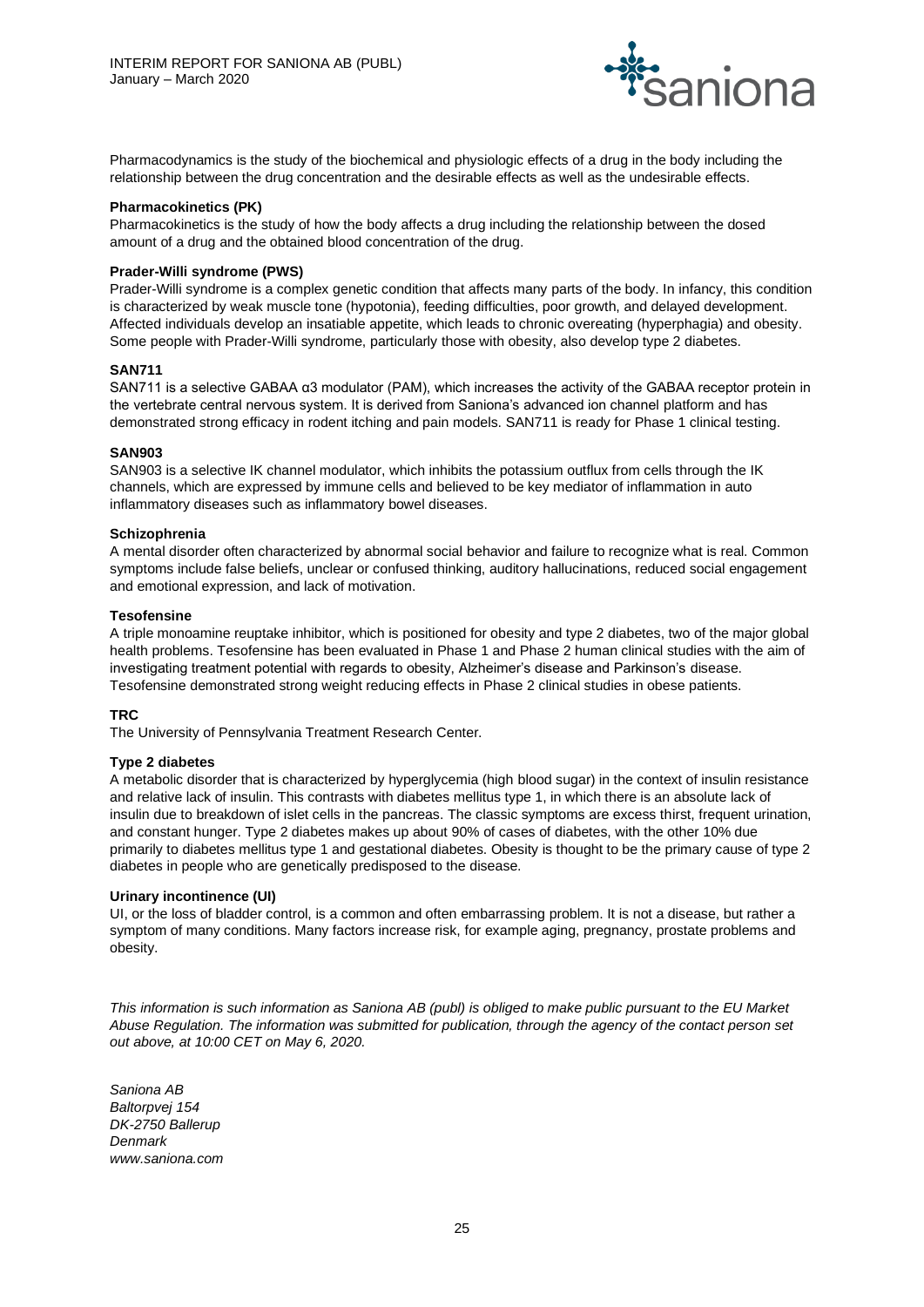Pharmacodynamics is the study of the biochemical and physiologic effects of a drug in the body including the relationship between the drug concentration and the desirable effects as well as the undesirable effects.

**Pharmacokinetics (PK)**

Pharmacokinetics is the study of how the body affects a drug including the relationship between the dosed amount of a drug and the obtained blood concentration of the drug.

**Prader-Willi syndrome (PWS)**

Prader-Willi syndrome is a complex genetic condition that affects many parts of the body. In infancy, this condition is characterized by weak muscle tone (hypotonia), feeding difficulties, poor growth, and delayed development. Affected individuals develop an insatiable appetite, which leads to chronic overeating (hyperphagia) and obesity. Some people with Prader-Willi syndrome, particularly those with obesity, also develop type 2 diabetes.

**SAN711**

SAN711 is a selective GABAA α3 modulator (PAM), which increases the activity of the GABAA receptor protein in the vertebrate central nervous system. It is derived from Saniona's advanced ion channel platform and has demonstrated strong efficacy in rodent itching and pain models. SAN711 is ready for Phase 1 clinical testing.

**SAN903**

SAN903 is a selective IK channel modulator, which inhibits the potassium outflux from cells through the IK channels, which are expressed by immune cells and believed to be key mediator of inflammation in auto inflammatory diseases such as inflammatory bowel diseases.

**Schizophrenia**

A mental disorder often characterized by abnormal social behavior and failure to recognize what is real. Common symptoms include false beliefs, unclear or confused thinking, auditory hallucinations, reduced social engagement and emotional expression, and lack of motivation.

**Tesofensine**

A triple monoamine reuptake inhibitor, which is positioned for obesity and type 2 diabetes, two of the major global health problems. Tesofensine has been evaluated in Phase 1 and Phase 2 human clinical studies with the aim of investigating treatment potential with regards to obesity, Alzheimer's disease and Parkinson's disease. Tesofensine demonstrated strong weight reducing effects in Phase 2 clinical studies in obese patients.

**TRC**

The University of Pennsylvania Treatment Research Center.

**Type 2 diabetes**

A metabolic disorder that is characterized by hyperglycemia (high blood sugar) in the context of insulin resistance and relative lack of insulin. This contrasts with diabetes mellitus type 1, in which there is an absolute lack of insulin due to breakdown of islet cells in the pancreas. The classic symptoms are excess thirst, frequent urination, and constant hunger. Type 2 diabetes makes up about 90% of cases of diabetes, with the other 10% due primarily to diabetes mellitus type 1 and gestational diabetes. Obesity is thought to be the primary cause of type 2 diabetes in people who are genetically predisposed to the disease.

**Urinary incontinence (UI)**

UI, or the loss of bladder control, is a common and often embarrassing problem. It is not a disease, but rather a symptom of many conditions. Many factors increase risk, for example aging, pregnancy, prostate problems and obesity.

*This information is such information as Saniona AB (publ) is obliged to make public pursuant to the EU Market Abuse Regulation. The information was submitted for publication, through the agency of the contact person set out above, at 10:00 CET on May 6, 2020.*

*Saniona AB*
*Baltorpvej 154*
*DK-2750 Ballerup*
*Denmark*
*www.saniona.com*